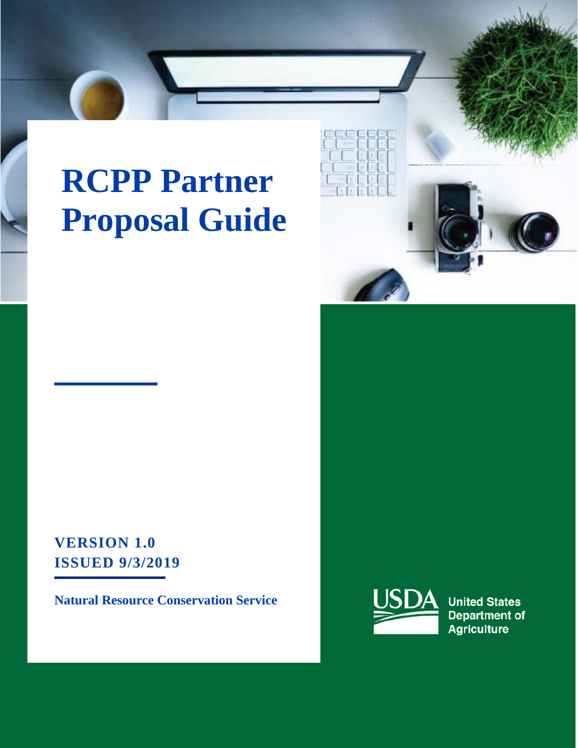# RCPP Partner Proposal Guide

**VERSION 1.0**
**ISSUED 9/3/2019**

**Natural Resource Conservation Service**

USDA United States Department of Agriculture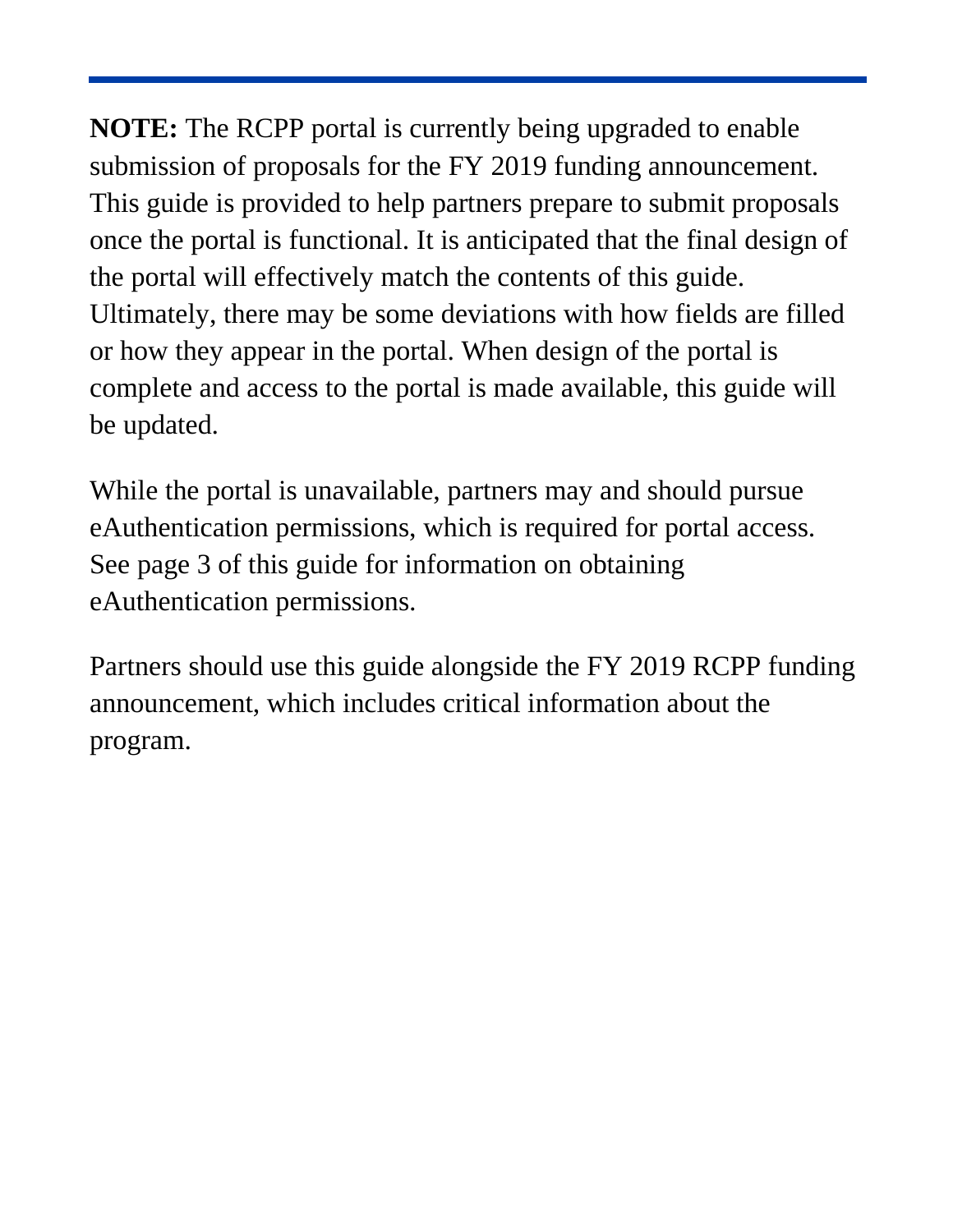**NOTE:** The RCPP portal is currently being upgraded to enable submission of proposals for the FY 2019 funding announcement. This guide is provided to help partners prepare to submit proposals once the portal is functional. It is anticipated that the final design of the portal will effectively match the contents of this guide. Ultimately, there may be some deviations with how fields are filled or how they appear in the portal. When design of the portal is complete and access to the portal is made available, this guide will be updated.

While the portal is unavailable, partners may and should pursue eAuthentication permissions, which is required for portal access. See page 3 of this guide for information on obtaining eAuthentication permissions.

Partners should use this guide alongside the FY 2019 RCPP funding announcement, which includes critical information about the program.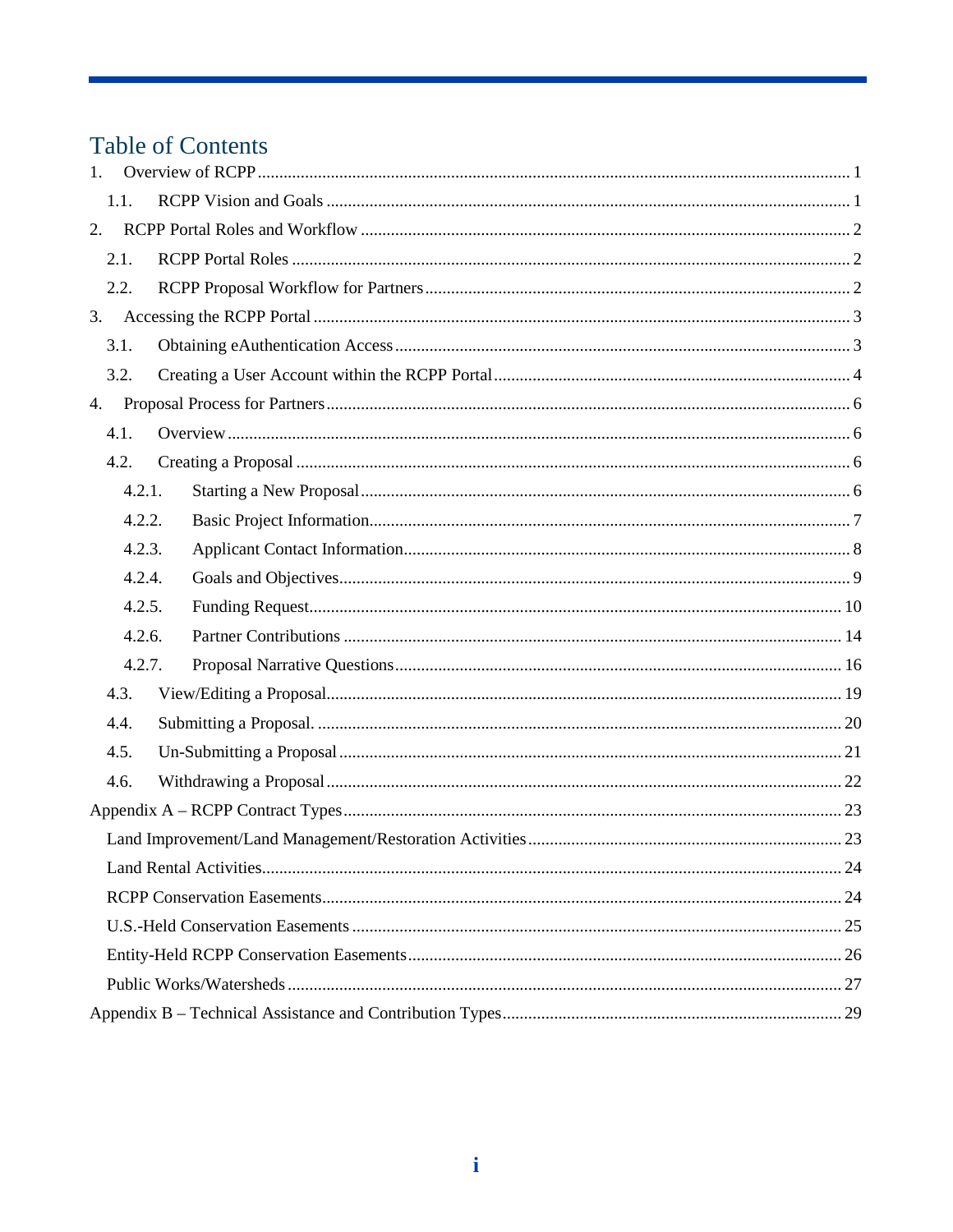# Table of Contents

1. Overview of RCPP ... 1
   - 1.1. RCPP Vision and Goals ... 1
2. RCPP Portal Roles and Workflow ... 2
   - 2.1. RCPP Portal Roles ... 2
   - 2.2. RCPP Proposal Workflow for Partners ... 2
3. Accessing the RCPP Portal ... 3
   - 3.1. Obtaining eAuthentication Access ... 3
   - 3.2. Creating a User Account within the RCPP Portal ... 4
4. Proposal Process for Partners ... 6
   - 4.1. Overview ... 6
   - 4.2. Creating a Proposal ... 6
     - 4.2.1. Starting a New Proposal ... 6
     - 4.2.2. Basic Project Information ... 7
     - 4.2.3. Applicant Contact Information ... 8
     - 4.2.4. Goals and Objectives ... 9
     - 4.2.5. Funding Request ... 10
     - 4.2.6. Partner Contributions ... 14
     - 4.2.7. Proposal Narrative Questions ... 16
   - 4.3. View/Editing a Proposal ... 19
   - 4.4. Submitting a Proposal. ... 20
   - 4.5. Un-Submitting a Proposal ... 21
   - 4.6. Withdrawing a Proposal ... 22

Appendix A – RCPP Contract Types ... 23
- Land Improvement/Land Management/Restoration Activities ... 23
- Land Rental Activities ... 24
- RCPP Conservation Easements ... 24
- U.S.-Held Conservation Easements ... 25
- Entity-Held RCPP Conservation Easements ... 26
- Public Works/Watersheds ... 27

Appendix B – Technical Assistance and Contribution Types ... 29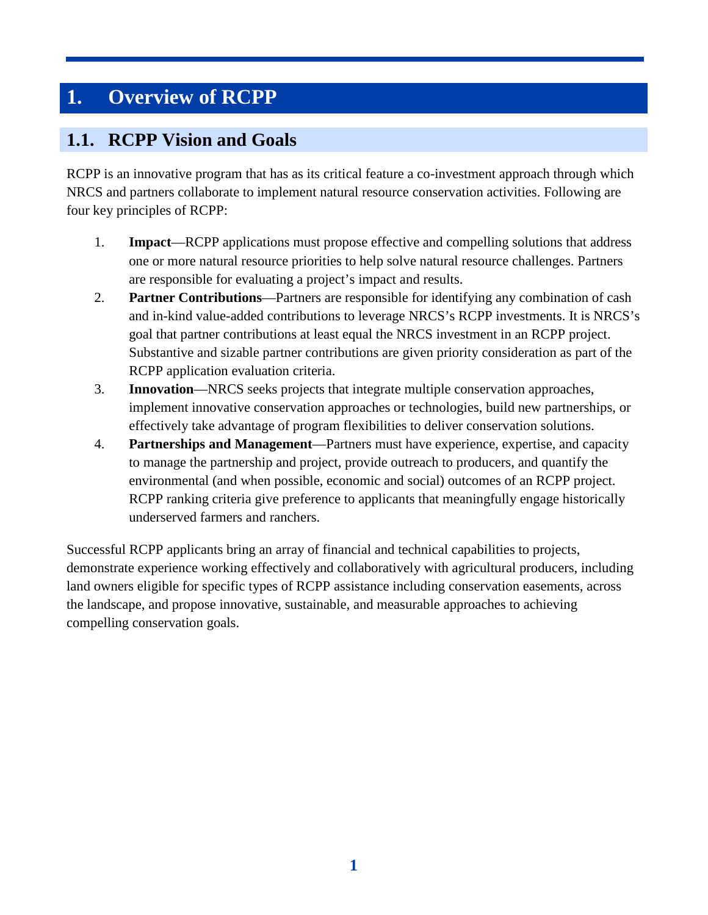# 1. Overview of RCPP

## 1.1. RCPP Vision and Goals

RCPP is an innovative program that has as its critical feature a co-investment approach through which NRCS and partners collaborate to implement natural resource conservation activities. Following are four key principles of RCPP:

1. **Impact**—RCPP applications must propose effective and compelling solutions that address one or more natural resource priorities to help solve natural resource challenges. Partners are responsible for evaluating a project's impact and results.
2. **Partner Contributions**—Partners are responsible for identifying any combination of cash and in-kind value-added contributions to leverage NRCS's RCPP investments. It is NRCS's goal that partner contributions at least equal the NRCS investment in an RCPP project. Substantive and sizable partner contributions are given priority consideration as part of the RCPP application evaluation criteria.
3. **Innovation**—NRCS seeks projects that integrate multiple conservation approaches, implement innovative conservation approaches or technologies, build new partnerships, or effectively take advantage of program flexibilities to deliver conservation solutions.
4. **Partnerships and Management**—Partners must have experience, expertise, and capacity to manage the partnership and project, provide outreach to producers, and quantify the environmental (and when possible, economic and social) outcomes of an RCPP project. RCPP ranking criteria give preference to applicants that meaningfully engage historically underserved farmers and ranchers.

Successful RCPP applicants bring an array of financial and technical capabilities to projects, demonstrate experience working effectively and collaboratively with agricultural producers, including land owners eligible for specific types of RCPP assistance including conservation easements, across the landscape, and propose innovative, sustainable, and measurable approaches to achieving compelling conservation goals.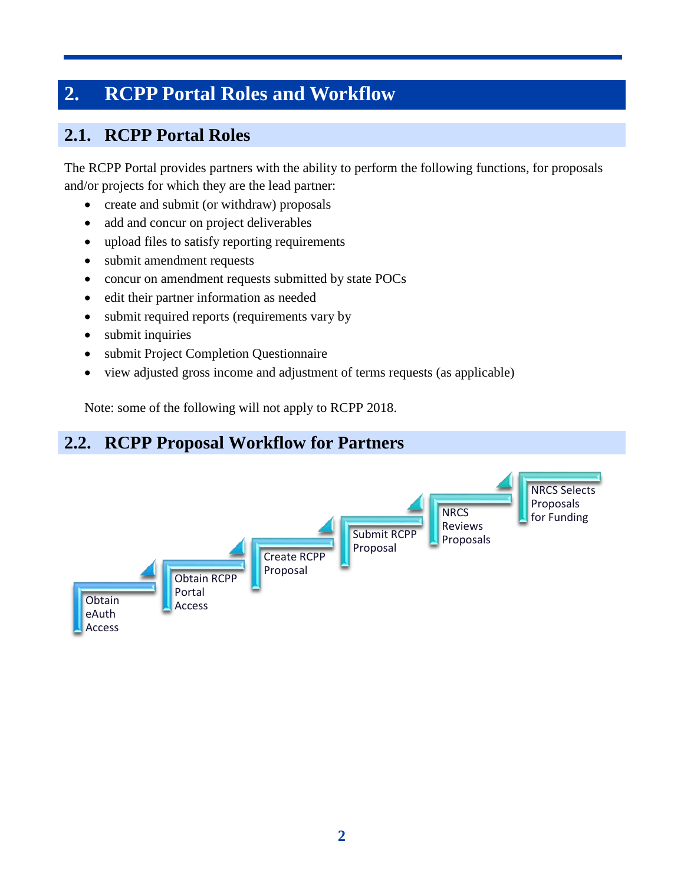# 2. RCPP Portal Roles and Workflow

## 2.1. RCPP Portal Roles

The RCPP Portal provides partners with the ability to perform the following functions, for proposals and/or projects for which they are the lead partner:

- create and submit (or withdraw) proposals
- add and concur on project deliverables
- upload files to satisfy reporting requirements
- submit amendment requests
- concur on amendment requests submitted by state POCs
- edit their partner information as needed
- submit required reports (requirements vary by
- submit inquiries
- submit Project Completion Questionnaire
- view adjusted gross income and adjustment of terms requests (as applicable)

Note: some of the following will not apply to RCPP 2018.

## 2.2. RCPP Proposal Workflow for Partners

Obtain eAuth Access → Obtain RCPP Portal Access → Create RCPP Proposal → Submit RCPP Proposal → NRCS Reviews Proposals → NRCS Selects Proposals for Funding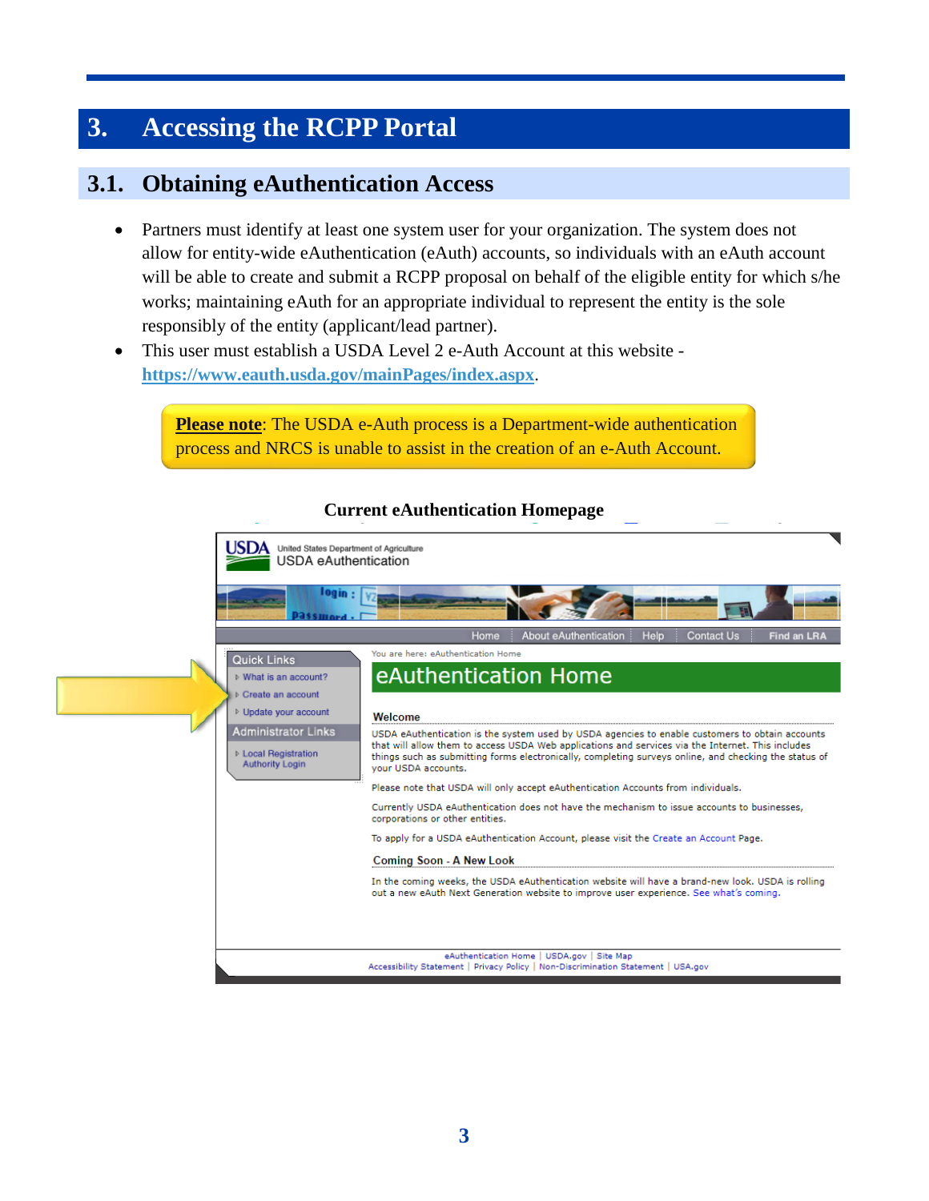# 3. Accessing the RCPP Portal

## 3.1. Obtaining eAuthentication Access

- Partners must identify at least one system user for your organization. The system does not allow for entity-wide eAuthentication (eAuth) accounts, so individuals with an eAuth account will be able to create and submit a RCPP proposal on behalf of the eligible entity for which s/he works; maintaining eAuth for an appropriate individual to represent the entity is the sole responsibly of the entity (applicant/lead partner).
- This user must establish a USDA Level 2 e-Auth Account at this website - **https://www.eauth.usda.gov/mainPages/index.aspx**.

> **Please note**: The USDA e-Auth process is a Department-wide authentication process and NRCS is unable to assist in the creation of an e-Auth Account.

**Current eAuthentication Homepage**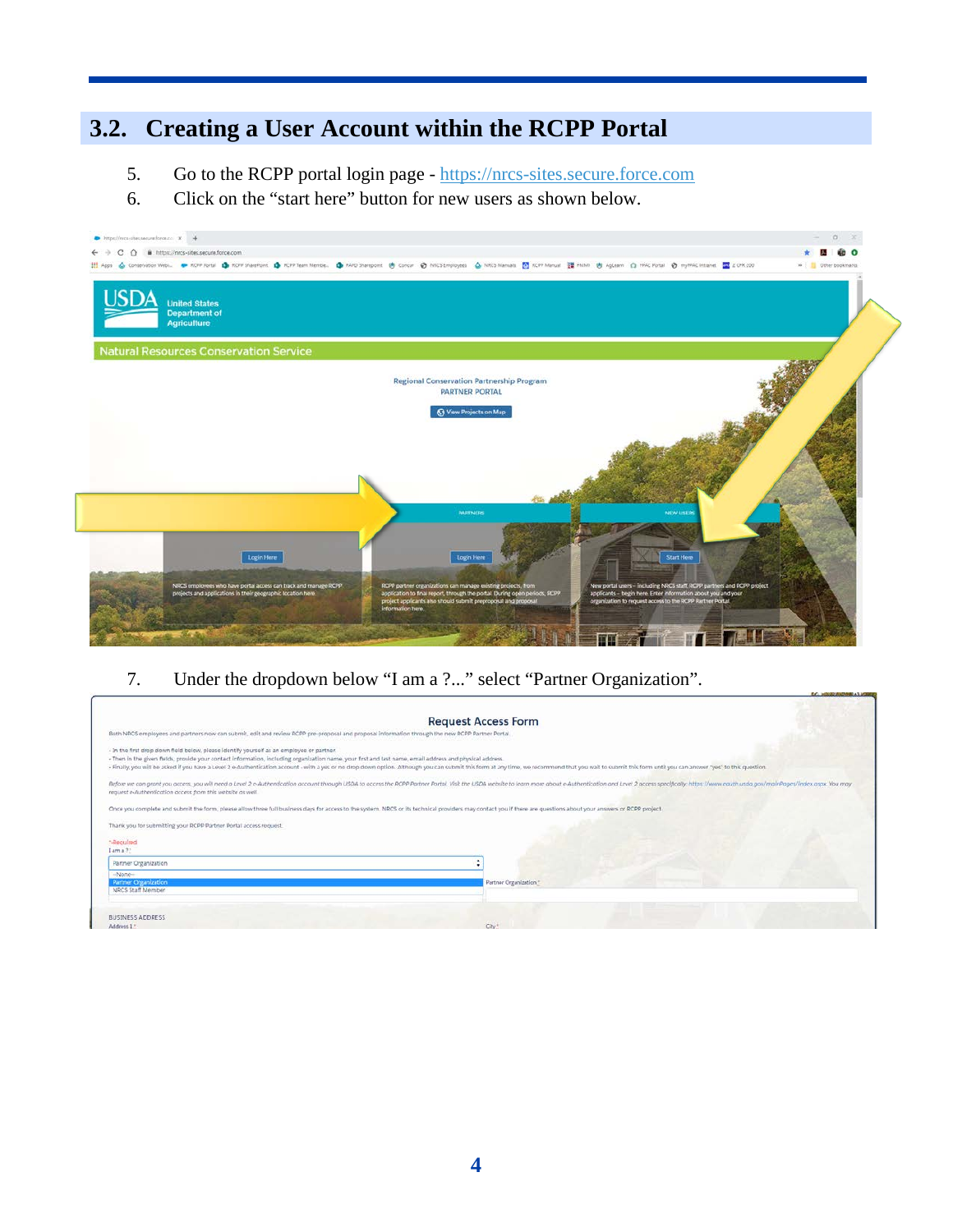## 3.2. Creating a User Account within the RCPP Portal

5. Go to the RCPP portal login page - https://nrcs-sites.secure.force.com
6. Click on the "start here" button for new users as shown below.

7. Under the dropdown below "I am a ?..." select "Partner Organization".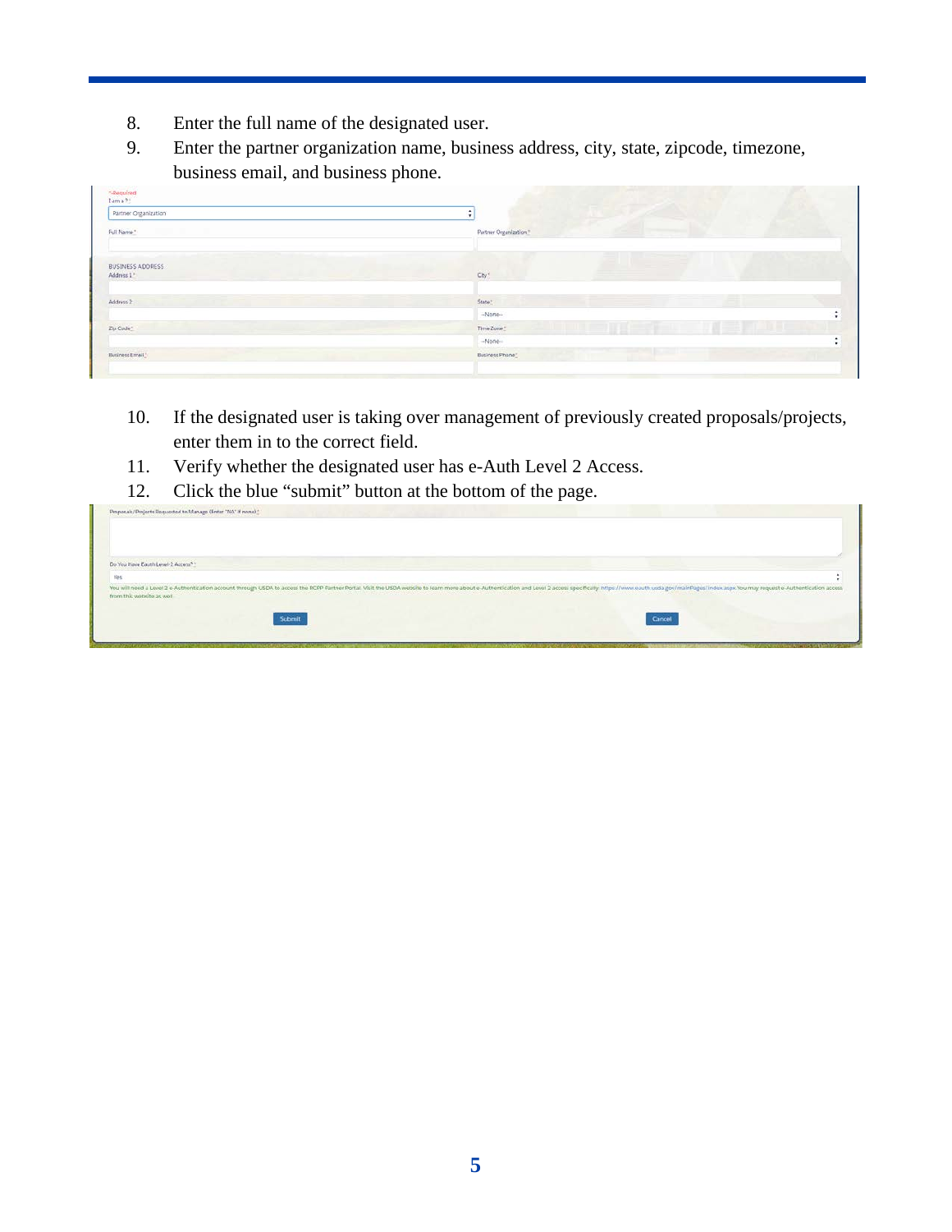8. Enter the full name of the designated user.
9. Enter the partner organization name, business address, city, state, zipcode, timezone, business email, and business phone.

10. If the designated user is taking over management of previously created proposals/projects, enter them in to the correct field.
11. Verify whether the designated user has e-Auth Level 2 Access.
12. Click the blue "submit" button at the bottom of the page.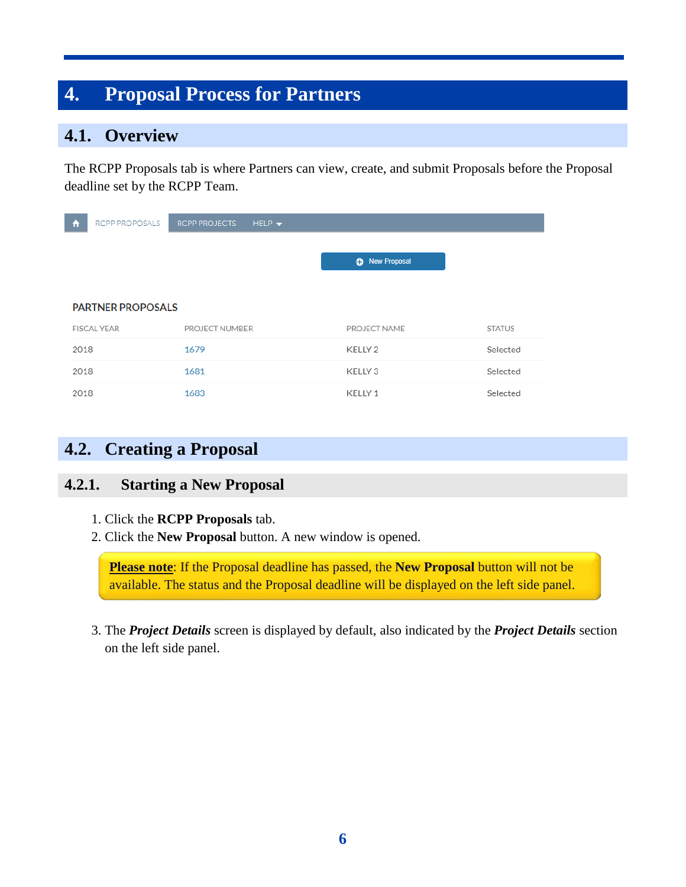# 4. Proposal Process for Partners

## 4.1. Overview

The RCPP Proposals tab is where Partners can view, create, and submit Proposals before the Proposal deadline set by the RCPP Team.

RCPP PROPOSALS | RCPP PROJECTS | HELP

New Proposal

PARTNER PROPOSALS

| FISCAL YEAR | PROJECT NUMBER | PROJECT NAME | STATUS |
|---|---|---|---|
| 2018 | 1679 | KELLY 2 | Selected |
| 2018 | 1681 | KELLY 3 | Selected |
| 2018 | 1683 | KELLY 1 | Selected |

## 4.2. Creating a Proposal

### 4.2.1. Starting a New Proposal

1. Click the **RCPP Proposals** tab.
2. Click the **New Proposal** button. A new window is opened.

> **Please note**: If the Proposal deadline has passed, the **New Proposal** button will not be available. The status and the Proposal deadline will be displayed on the left side panel.

3. The ***Project Details*** screen is displayed by default, also indicated by the ***Project Details*** section on the left side panel.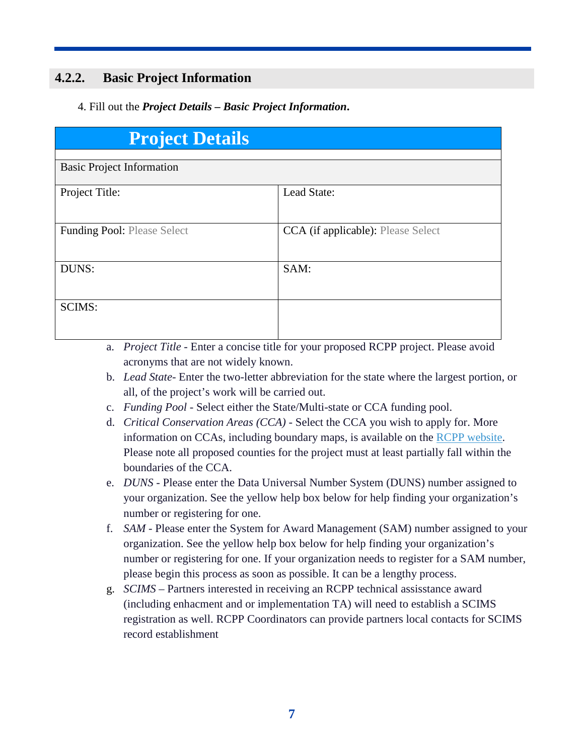### 4.2.2. Basic Project Information

4. Fill out the ***Project Details – Basic Project Information***.

| **Project Details** | |
|---|---|
| Basic Project Information | |
| Project Title: | Lead State: |
| Funding Pool: Please Select | CCA (if applicable): Please Select |
| DUNS: | SAM: |
| SCIMS: | |

a. *Project Title* - Enter a concise title for your proposed RCPP project. Please avoid acronyms that are not widely known.
b. *Lead State*- Enter the two-letter abbreviation for the state where the largest portion, or all, of the project's work will be carried out.
c. *Funding Pool* - Select either the State/Multi-state or CCA funding pool.
d. *Critical Conservation Areas (CCA)* - Select the CCA you wish to apply for. More information on CCAs, including boundary maps, is available on the RCPP website. Please note all proposed counties for the project must at least partially fall within the boundaries of the CCA.
e. *DUNS* - Please enter the Data Universal Number System (DUNS) number assigned to your organization. See the yellow help box below for help finding your organization's number or registering for one.
f. *SAM* - Please enter the System for Award Management (SAM) number assigned to your organization. See the yellow help box below for help finding your organization's number or registering for one. If your organization needs to register for a SAM number, please begin this process as soon as possible. It can be a lengthy process.
g. *SCIMS* – Partners interested in receiving an RCPP technical assisstance award (including enhacment and or implementation TA) will need to establish a SCIMS registration as well. RCPP Coordinators can provide partners local contacts for SCIMS record establishment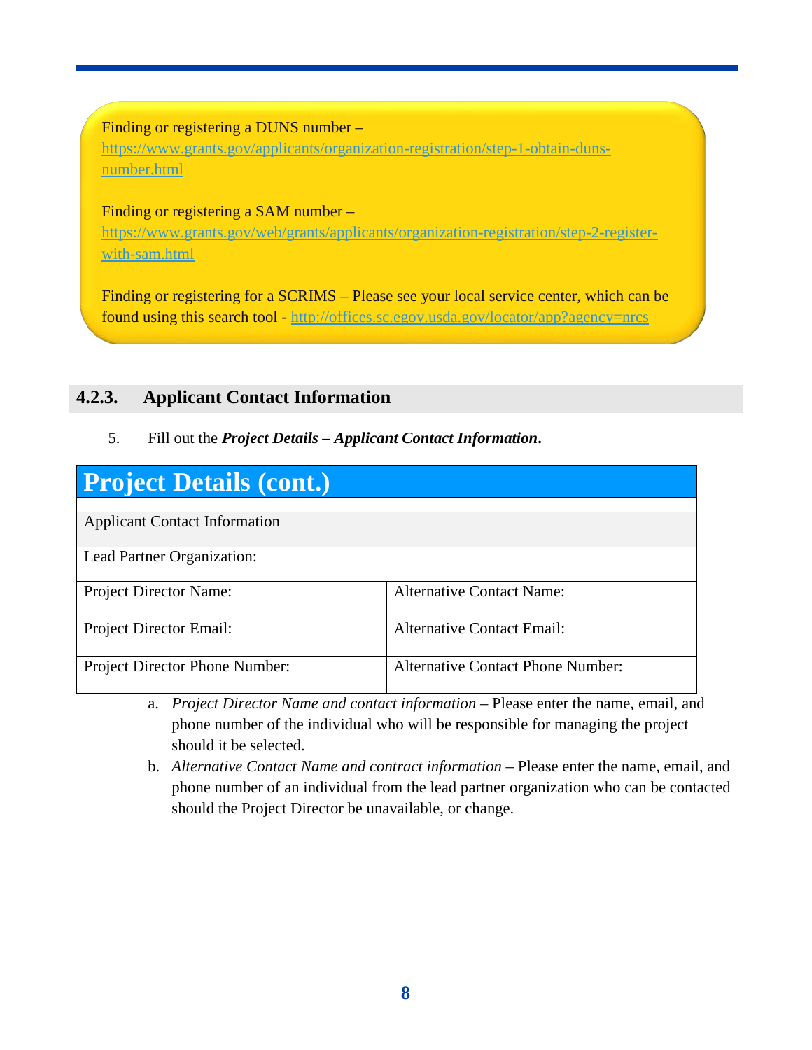Finding or registering a DUNS number – https://www.grants.gov/applicants/organization-registration/step-1-obtain-duns-number.html

Finding or registering a SAM number – https://www.grants.gov/web/grants/applicants/organization-registration/step-2-register-with-sam.html

Finding or registering for a SCRIMS – Please see your local service center, which can be found using this search tool - http://offices.sc.egov.usda.gov/locator/app?agency=nrcs

### 4.2.3. Applicant Contact Information

5. Fill out the ***Project Details – Applicant Contact Information***.

| Project Details (cont.) | |
|---|---|
| Applicant Contact Information | |
| Lead Partner Organization: | |
| Project Director Name: | Alternative Contact Name: |
| Project Director Email: | Alternative Contact Email: |
| Project Director Phone Number: | Alternative Contact Phone Number: |

a. *Project Director Name and contact information* – Please enter the name, email, and phone number of the individual who will be responsible for managing the project should it be selected.
b. *Alternative Contact Name and contract information* – Please enter the name, email, and phone number of an individual from the lead partner organization who can be contacted should the Project Director be unavailable, or change.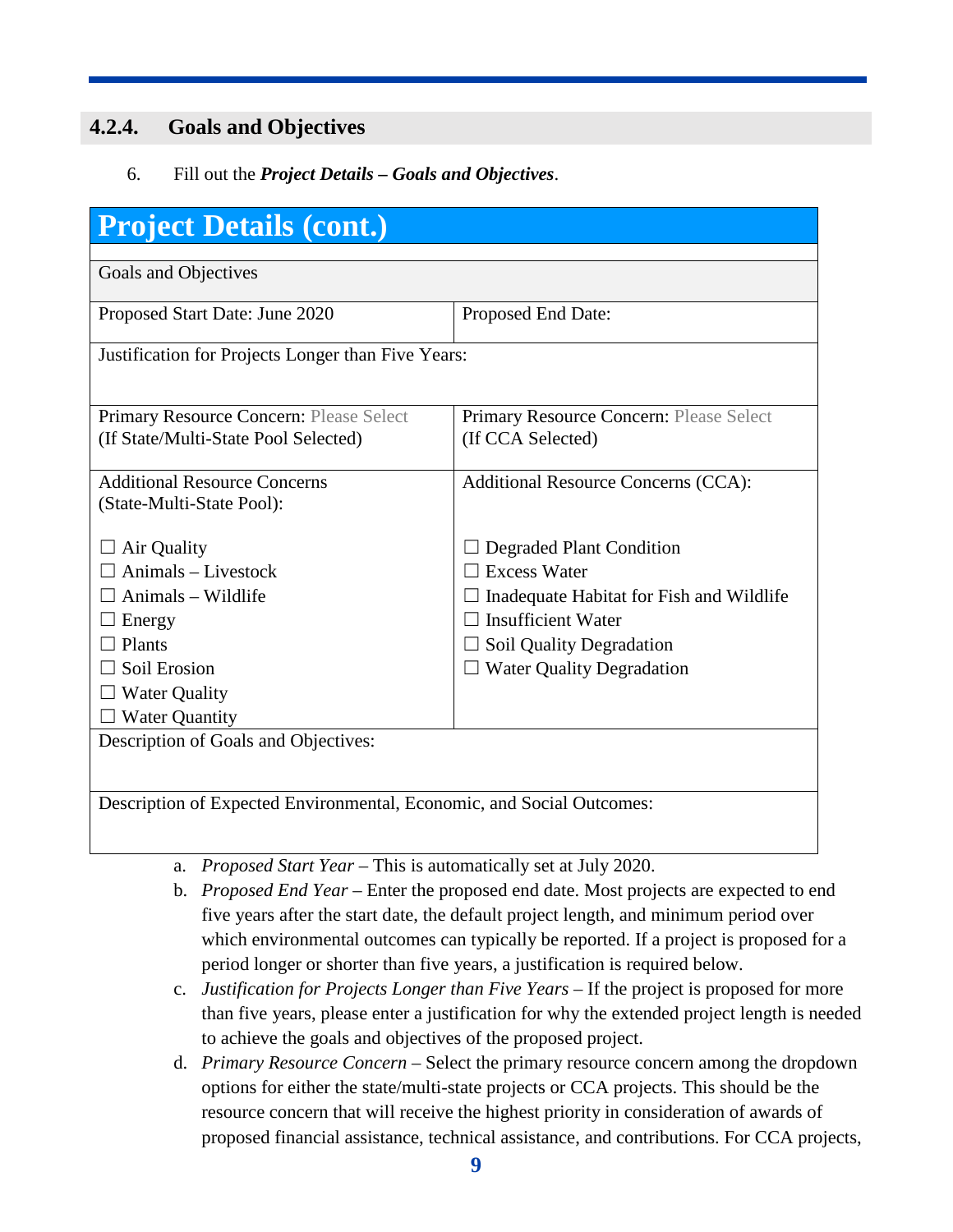### 4.2.4. Goals and Objectives

6. Fill out the ***Project Details – Goals and Objectives***.

| **Project Details (cont.)** | |
|---|---|
| Goals and Objectives | |
| Proposed Start Date: June 2020 | Proposed End Date: |
| Justification for Projects Longer than Five Years: | |
| Primary Resource Concern: Please Select (If State/Multi-State Pool Selected) | Primary Resource Concern: Please Select (If CCA Selected) |
| Additional Resource Concerns (State-Multi-State Pool):<br><br>☐ Air Quality<br>☐ Animals – Livestock<br>☐ Animals – Wildlife<br>☐ Energy<br>☐ Plants<br>☐ Soil Erosion<br>☐ Water Quality<br>☐ Water Quantity | Additional Resource Concerns (CCA):<br><br>☐ Degraded Plant Condition<br>☐ Excess Water<br>☐ Inadequate Habitat for Fish and Wildlife<br>☐ Insufficient Water<br>☐ Soil Quality Degradation<br>☐ Water Quality Degradation |
| Description of Goals and Objectives: | |
| Description of Expected Environmental, Economic, and Social Outcomes: | |

a. *Proposed Start Year* – This is automatically set at July 2020.

b. *Proposed End Year* – Enter the proposed end date. Most projects are expected to end five years after the start date, the default project length, and minimum period over which environmental outcomes can typically be reported. If a project is proposed for a period longer or shorter than five years, a justification is required below.

c. *Justification for Projects Longer than Five Years* – If the project is proposed for more than five years, please enter a justification for why the extended project length is needed to achieve the goals and objectives of the proposed project.

d. *Primary Resource Concern* – Select the primary resource concern among the dropdown options for either the state/multi-state projects or CCA projects. This should be the resource concern that will receive the highest priority in consideration of awards of proposed financial assistance, technical assistance, and contributions. For CCA projects,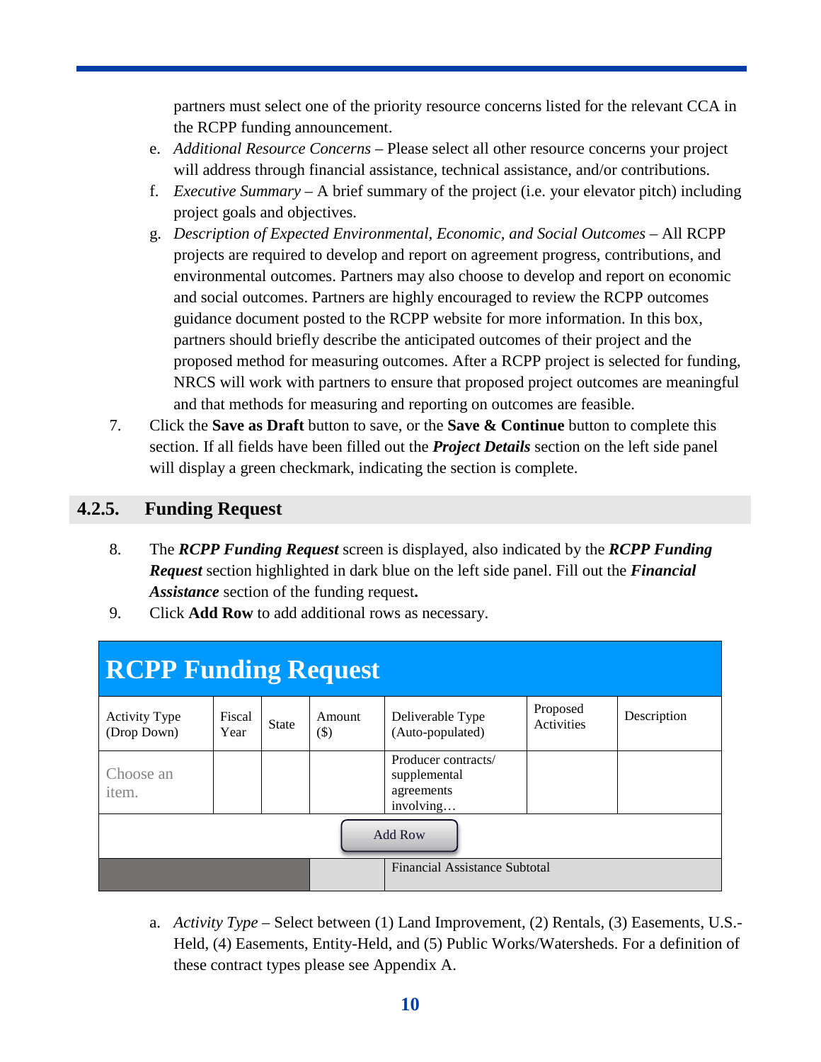partners must select one of the priority resource concerns listed for the relevant CCA in the RCPP funding announcement.

e. *Additional Resource Concerns* – Please select all other resource concerns your project will address through financial assistance, technical assistance, and/or contributions.
f. *Executive Summary* – A brief summary of the project (i.e. your elevator pitch) including project goals and objectives.
g. *Description of Expected Environmental, Economic, and Social Outcomes* – All RCPP projects are required to develop and report on agreement progress, contributions, and environmental outcomes. Partners may also choose to develop and report on economic and social outcomes. Partners are highly encouraged to review the RCPP outcomes guidance document posted to the RCPP website for more information. In this box, partners should briefly describe the anticipated outcomes of their project and the proposed method for measuring outcomes. After a RCPP project is selected for funding, NRCS will work with partners to ensure that proposed project outcomes are meaningful and that methods for measuring and reporting on outcomes are feasible.

7. Click the **Save as Draft** button to save, or the **Save & Continue** button to complete this section. If all fields have been filled out the ***Project Details*** section on the left side panel will display a green checkmark, indicating the section is complete.

### 4.2.5. Funding Request

8. The ***RCPP Funding Request*** screen is displayed, also indicated by the ***RCPP Funding Request*** section highlighted in dark blue on the left side panel. Fill out the ***Financial Assistance*** section of the funding request**.**
9. Click **Add Row** to add additional rows as necessary.

**RCPP Funding Request**

| Activity Type (Drop Down) | Fiscal Year | State | Amount ($) | Deliverable Type (Auto-populated) | Proposed Activities | Description |
|---|---|---|---|---|---|---|
| Choose an item. | | | | Producer contracts/ supplemental agreements involving… | | |
| | | | Add Row | | | |
| | | | | Financial Assistance Subtotal | | |

a. *Activity Type* – Select between (1) Land Improvement, (2) Rentals, (3) Easements, U.S.-Held, (4) Easements, Entity-Held, and (5) Public Works/Watersheds. For a definition of these contract types please see Appendix A.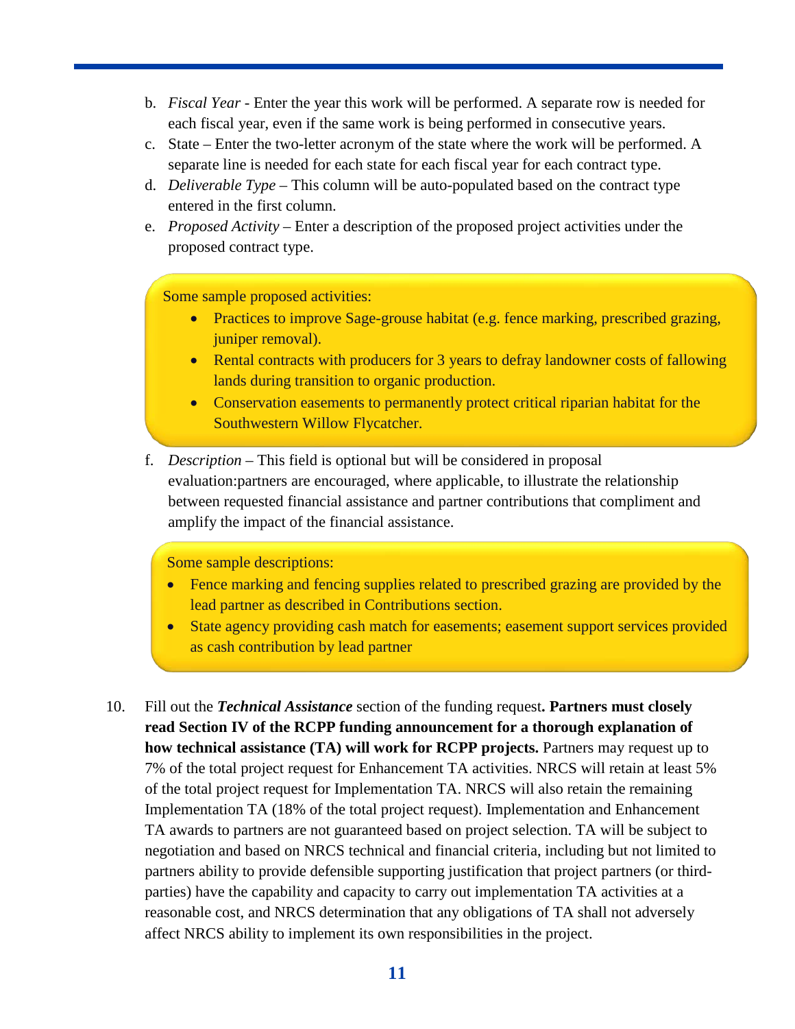b. *Fiscal Year* - Enter the year this work will be performed. A separate row is needed for each fiscal year, even if the same work is being performed in consecutive years.
c. State – Enter the two-letter acronym of the state where the work will be performed. A separate line is needed for each state for each fiscal year for each contract type.
d. *Deliverable Type* – This column will be auto-populated based on the contract type entered in the first column.
e. *Proposed Activity* – Enter a description of the proposed project activities under the proposed contract type.

> Some sample proposed activities:
> - Practices to improve Sage-grouse habitat (e.g. fence marking, prescribed grazing, juniper removal).
> - Rental contracts with producers for 3 years to defray landowner costs of fallowing lands during transition to organic production.
> - Conservation easements to permanently protect critical riparian habitat for the Southwestern Willow Flycatcher.

f. *Description* – This field is optional but will be considered in proposal evaluation:partners are encouraged, where applicable, to illustrate the relationship between requested financial assistance and partner contributions that compliment and amplify the impact of the financial assistance.

> Some sample descriptions:
> - Fence marking and fencing supplies related to prescribed grazing are provided by the lead partner as described in Contributions section.
> - State agency providing cash match for easements; easement support services provided as cash contribution by lead partner

10. Fill out the ***Technical Assistance*** section of the funding request**. Partners must closely read Section IV of the RCPP funding announcement for a thorough explanation of how technical assistance (TA) will work for RCPP projects.** Partners may request up to 7% of the total project request for Enhancement TA activities. NRCS will retain at least 5% of the total project request for Implementation TA. NRCS will also retain the remaining Implementation TA (18% of the total project request). Implementation and Enhancement TA awards to partners are not guaranteed based on project selection. TA will be subject to negotiation and based on NRCS technical and financial criteria, including but not limited to partners ability to provide defensible supporting justification that project partners (or third-parties) have the capability and capacity to carry out implementation TA activities at a reasonable cost, and NRCS determination that any obligations of TA shall not adversely affect NRCS ability to implement its own responsibilities in the project.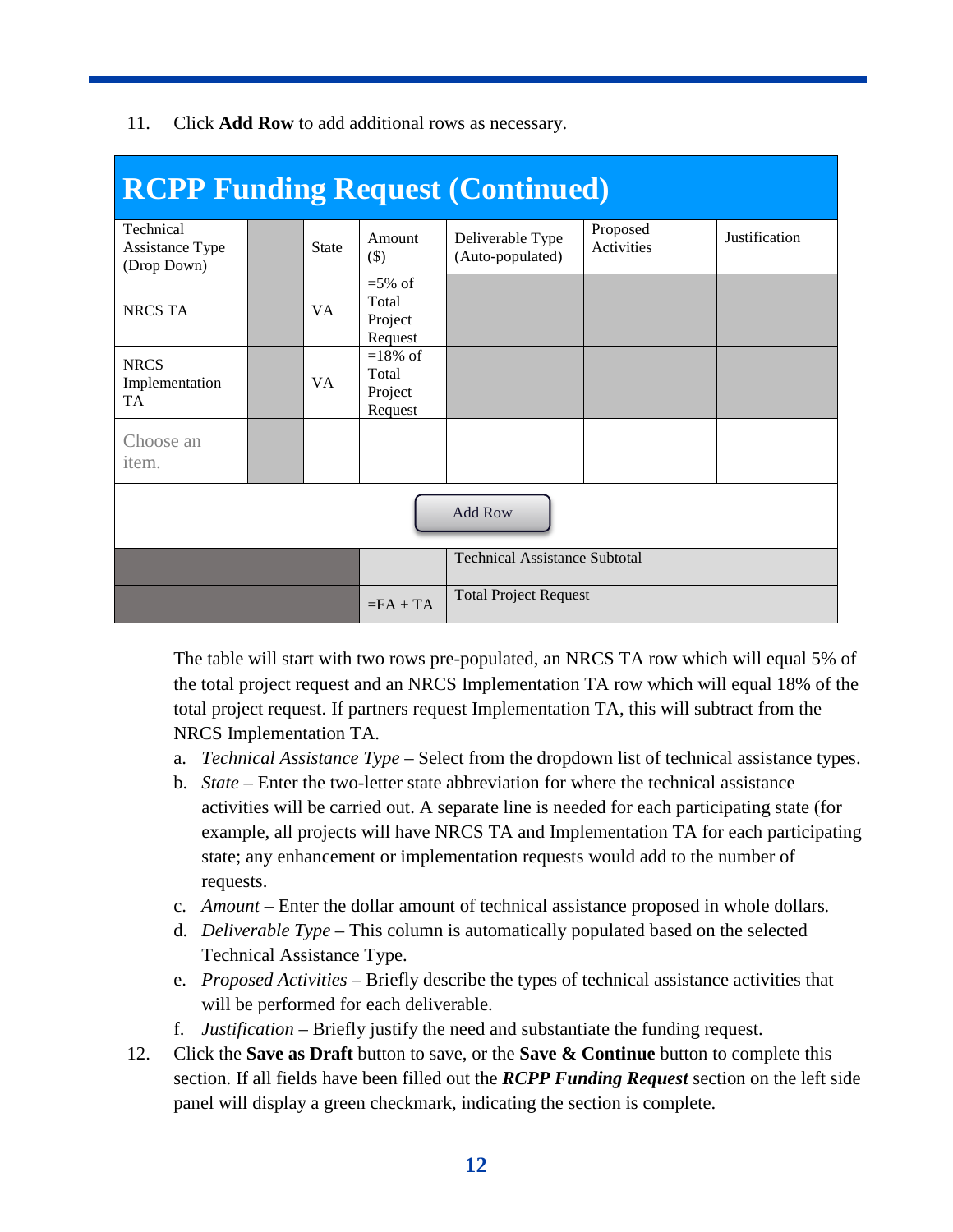11. Click **Add Row** to add additional rows as necessary.

## RCPP Funding Request (Continued)

| Technical Assistance Type (Drop Down) | | State | Amount ($) | Deliverable Type (Auto-populated) | Proposed Activities | Justification |
|---|---|---|---|---|---|---|
| NRCS TA | | VA | =5% of Total Project Request | | | |
| NRCS Implementation TA | | VA | =18% of Total Project Request | | | |
| Choose an item. | | | | | | |
| | | | Add Row | | | |
| | | | | Technical Assistance Subtotal | | |
| | | | =FA + TA | Total Project Request | | |

The table will start with two rows pre-populated, an NRCS TA row which will equal 5% of the total project request and an NRCS Implementation TA row which will equal 18% of the total project request. If partners request Implementation TA, this will subtract from the NRCS Implementation TA.

a. *Technical Assistance Type* – Select from the dropdown list of technical assistance types.
b. *State* – Enter the two-letter state abbreviation for where the technical assistance activities will be carried out. A separate line is needed for each participating state (for example, all projects will have NRCS TA and Implementation TA for each participating state; any enhancement or implementation requests would add to the number of requests.
c. *Amount* – Enter the dollar amount of technical assistance proposed in whole dollars.
d. *Deliverable Type* – This column is automatically populated based on the selected Technical Assistance Type.
e. *Proposed Activities* – Briefly describe the types of technical assistance activities that will be performed for each deliverable.
f. *Justification* – Briefly justify the need and substantiate the funding request.

12. Click the **Save as Draft** button to save, or the **Save & Continue** button to complete this section. If all fields have been filled out the ***RCPP Funding Request*** section on the left side panel will display a green checkmark, indicating the section is complete.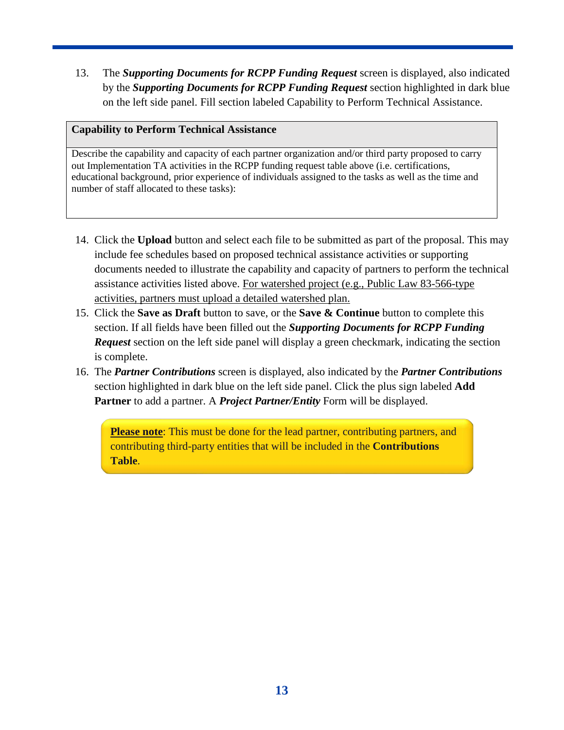13. The ***Supporting Documents for RCPP Funding Request*** screen is displayed, also indicated by the ***Supporting Documents for RCPP Funding Request*** section highlighted in dark blue on the left side panel. Fill section labeled Capability to Perform Technical Assistance.

| **Capability to Perform Technical Assistance** |
|---|
| Describe the capability and capacity of each partner organization and/or third party proposed to carry out Implementation TA activities in the RCPP funding request table above (i.e. certifications, educational background, prior experience of individuals assigned to the tasks as well as the time and number of staff allocated to these tasks): |

14. Click the **Upload** button and select each file to be submitted as part of the proposal. This may include fee schedules based on proposed technical assistance activities or supporting documents needed to illustrate the capability and capacity of partners to perform the technical assistance activities listed above. <u>For watershed project (e.g., Public Law 83-566-type activities, partners must upload a detailed watershed plan.</u>
15. Click the **Save as Draft** button to save, or the **Save & Continue** button to complete this section. If all fields have been filled out the ***Supporting Documents for RCPP Funding Request*** section on the left side panel will display a green checkmark, indicating the section is complete.
16. The ***Partner Contributions*** screen is displayed, also indicated by the ***Partner Contributions*** section highlighted in dark blue on the left side panel. Click the plus sign labeled **Add Partner** to add a partner. A ***Project Partner/Entity*** Form will be displayed.

> **<u>Please note</u>**: This must be done for the lead partner, contributing partners, and contributing third-party entities that will be included in the **Contributions Table**.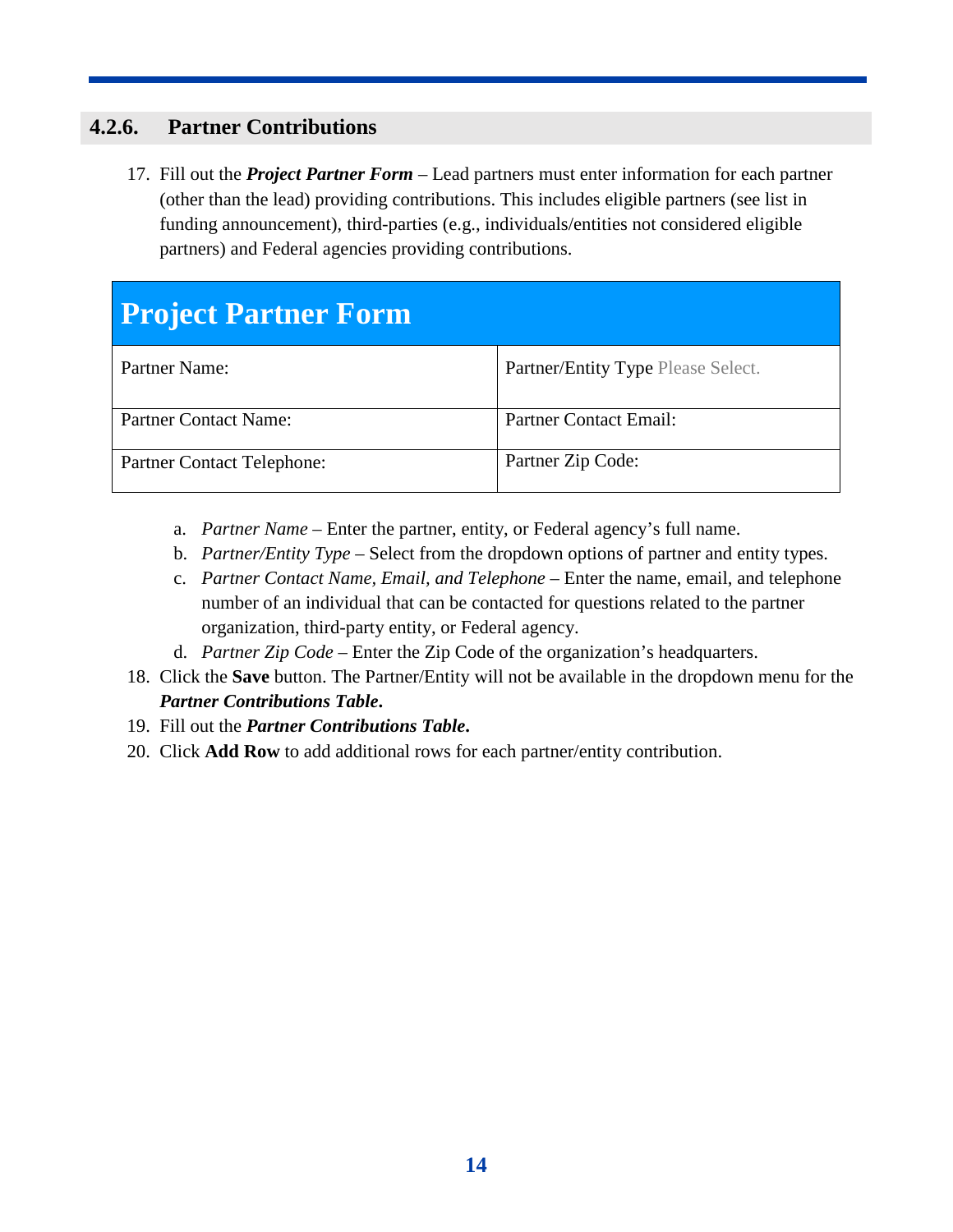### 4.2.6. Partner Contributions

17. Fill out the ***Project Partner Form*** – Lead partners must enter information for each partner (other than the lead) providing contributions. This includes eligible partners (see list in funding announcement), third-parties (e.g., individuals/entities not considered eligible partners) and Federal agencies providing contributions.

| **Project Partner Form** | |
|---|---|
| Partner Name: | Partner/Entity Type Please Select. |
| Partner Contact Name: | Partner Contact Email: |
| Partner Contact Telephone: | Partner Zip Code: |

    a. *Partner Name* – Enter the partner, entity, or Federal agency's full name.
    b. *Partner/Entity Type* – Select from the dropdown options of partner and entity types.
    c. *Partner Contact Name, Email, and Telephone* – Enter the name, email, and telephone number of an individual that can be contacted for questions related to the partner organization, third-party entity, or Federal agency.
    d. *Partner Zip Code* – Enter the Zip Code of the organization's headquarters.

18. Click the **Save** button. The Partner/Entity will not be available in the dropdown menu for the ***Partner Contributions Table***.
19. Fill out the ***Partner Contributions Table***.
20. Click **Add Row** to add additional rows for each partner/entity contribution.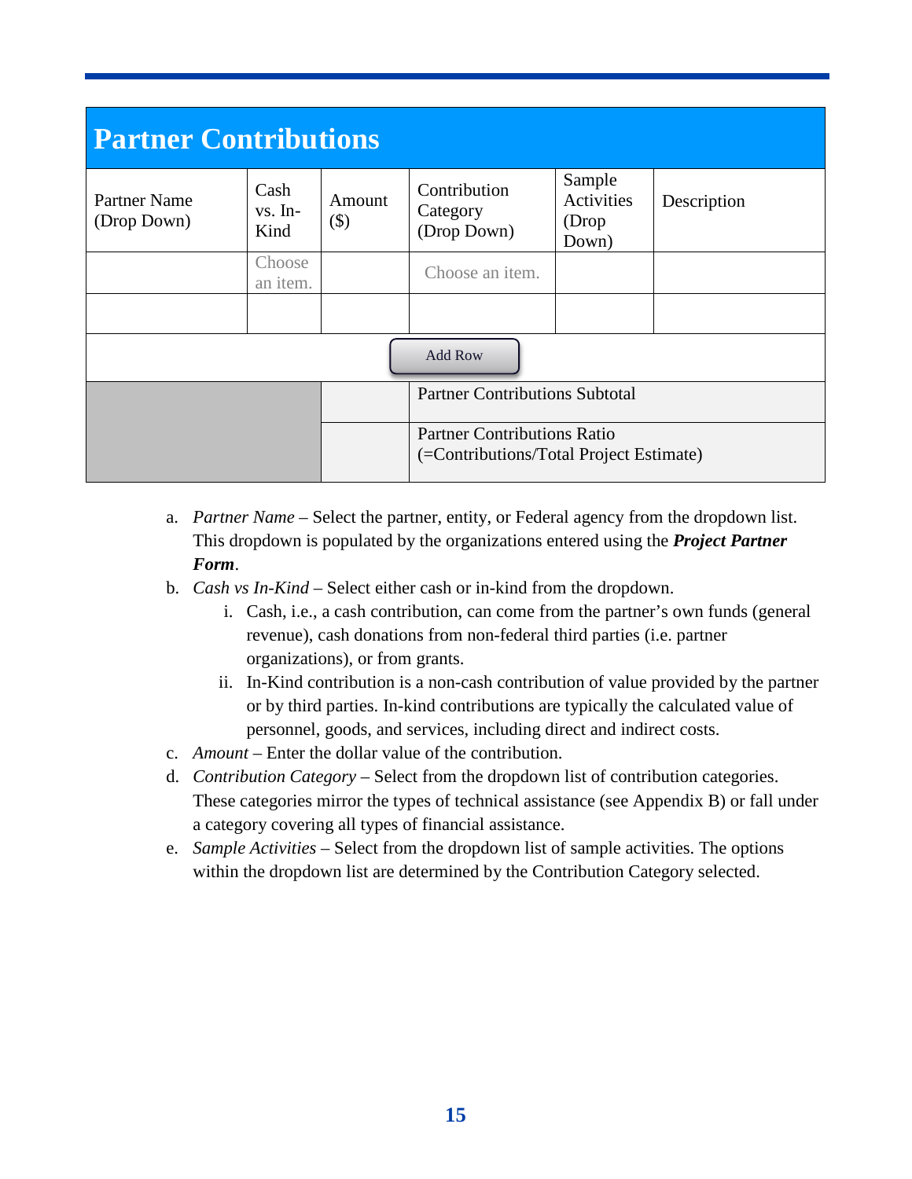## Partner Contributions

| Partner Name (Drop Down) | Cash vs. In-Kind | Amount ($) | Contribution Category (Drop Down) | Sample Activities (Drop Down) | Description |
|---|---|---|---|---|---|
| | Choose an item. | | Choose an item. | | |
| | | | | | |
| Add Row | | | | | |
| | | | Partner Contributions Subtotal | | |
| | | | Partner Contributions Ratio (=Contributions/Total Project Estimate) | | |

a. *Partner Name* – Select the partner, entity, or Federal agency from the dropdown list. This dropdown is populated by the organizations entered using the ***Project Partner Form***.

b. *Cash vs In-Kind* – Select either cash or in-kind from the dropdown.
   i. Cash, i.e., a cash contribution, can come from the partner's own funds (general revenue), cash donations from non-federal third parties (i.e. partner organizations), or from grants.
   ii. In-Kind contribution is a non-cash contribution of value provided by the partner or by third parties. In-kind contributions are typically the calculated value of personnel, goods, and services, including direct and indirect costs.

c. *Amount* – Enter the dollar value of the contribution.

d. *Contribution Category* – Select from the dropdown list of contribution categories. These categories mirror the types of technical assistance (see Appendix B) or fall under a category covering all types of financial assistance.

e. *Sample Activities* – Select from the dropdown list of sample activities. The options within the dropdown list are determined by the Contribution Category selected.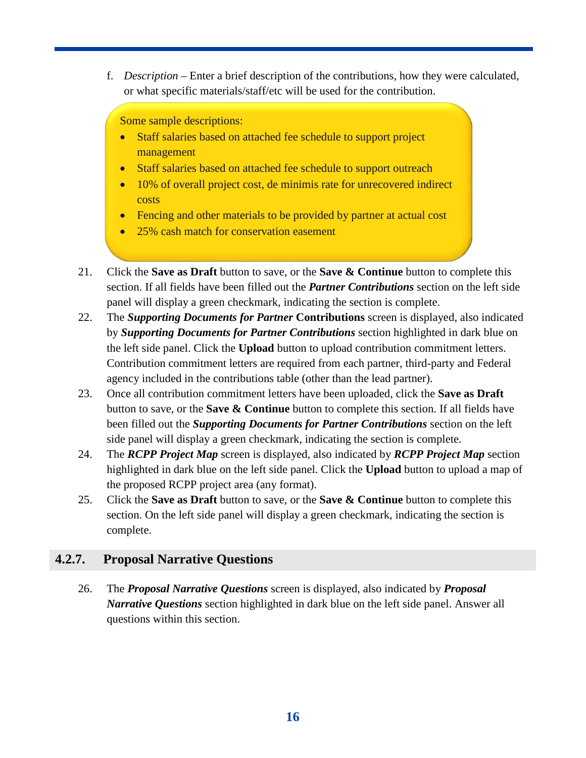f. *Description* – Enter a brief description of the contributions, how they were calculated, or what specific materials/staff/etc will be used for the contribution.

> Some sample descriptions:
>
> - Staff salaries based on attached fee schedule to support project management
> - Staff salaries based on attached fee schedule to support outreach
> - 10% of overall project cost, de minimis rate for unrecovered indirect costs
> - Fencing and other materials to be provided by partner at actual cost
> - 25% cash match for conservation easement

21. Click the **Save as Draft** button to save, or the **Save & Continue** button to complete this section. If all fields have been filled out the ***Partner Contributions*** section on the left side panel will display a green checkmark, indicating the section is complete.
22. The ***Supporting Documents for Partner*** **Contributions** screen is displayed, also indicated by ***Supporting Documents for Partner Contributions*** section highlighted in dark blue on the left side panel. Click the **Upload** button to upload contribution commitment letters. Contribution commitment letters are required from each partner, third-party and Federal agency included in the contributions table (other than the lead partner).
23. Once all contribution commitment letters have been uploaded, click the **Save as Draft** button to save, or the **Save & Continue** button to complete this section. If all fields have been filled out the ***Supporting Documents for Partner Contributions*** section on the left side panel will display a green checkmark, indicating the section is complete.
24. The ***RCPP Project Map*** screen is displayed, also indicated by ***RCPP Project Map*** section highlighted in dark blue on the left side panel. Click the **Upload** button to upload a map of the proposed RCPP project area (any format).
25. Click the **Save as Draft** button to save, or the **Save & Continue** button to complete this section. On the left side panel will display a green checkmark, indicating the section is complete.

### 4.2.7. Proposal Narrative Questions

26. The ***Proposal Narrative Questions*** screen is displayed, also indicated by ***Proposal Narrative Questions*** section highlighted in dark blue on the left side panel. Answer all questions within this section.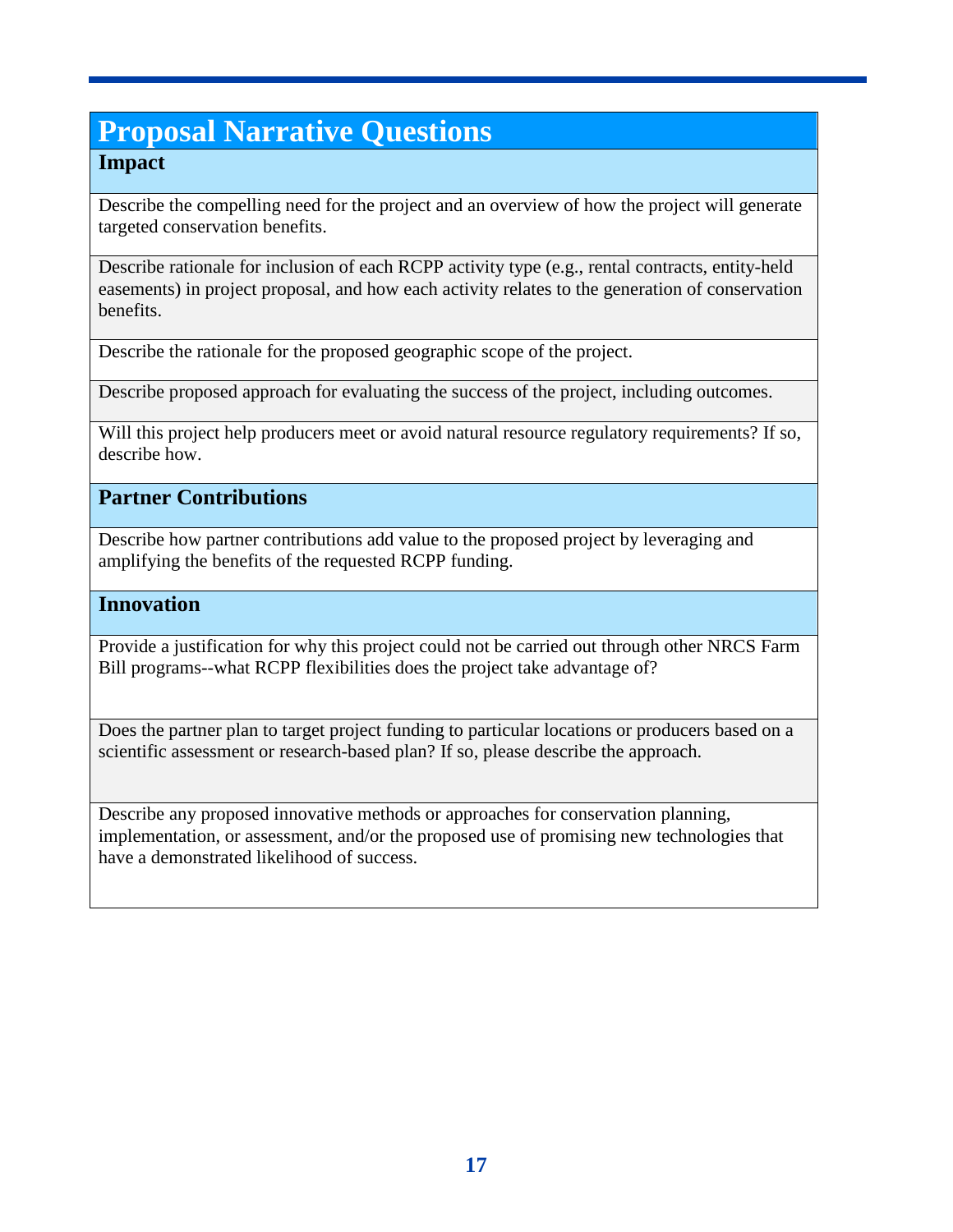# Proposal Narrative Questions

## Impact

Describe the compelling need for the project and an overview of how the project will generate targeted conservation benefits.

Describe rationale for inclusion of each RCPP activity type (e.g., rental contracts, entity-held easements) in project proposal, and how each activity relates to the generation of conservation benefits.

Describe the rationale for the proposed geographic scope of the project.

Describe proposed approach for evaluating the success of the project, including outcomes.

Will this project help producers meet or avoid natural resource regulatory requirements? If so, describe how.

## Partner Contributions

Describe how partner contributions add value to the proposed project by leveraging and amplifying the benefits of the requested RCPP funding.

## Innovation

Provide a justification for why this project could not be carried out through other NRCS Farm Bill programs--what RCPP flexibilities does the project take advantage of?

Does the partner plan to target project funding to particular locations or producers based on a scientific assessment or research-based plan? If so, please describe the approach.

Describe any proposed innovative methods or approaches for conservation planning, implementation, or assessment, and/or the proposed use of promising new technologies that have a demonstrated likelihood of success.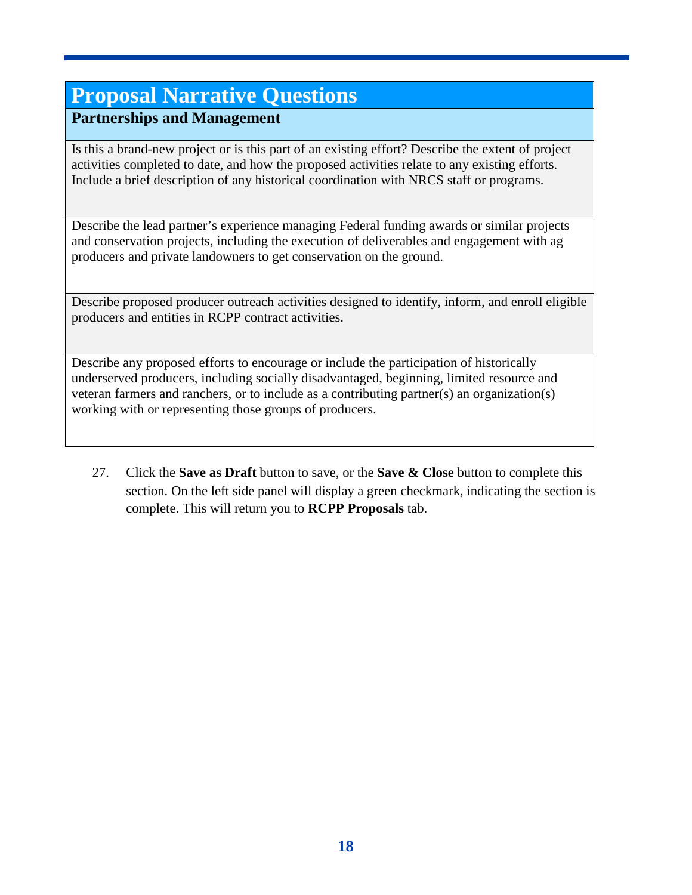| Proposal Narrative Questions |
| --- |
| **Partnerships and Management** |
| Is this a brand-new project or is this part of an existing effort? Describe the extent of project activities completed to date, and how the proposed activities relate to any existing efforts. Include a brief description of any historical coordination with NRCS staff or programs. |
| Describe the lead partner's experience managing Federal funding awards or similar projects and conservation projects, including the execution of deliverables and engagement with ag producers and private landowners to get conservation on the ground. |
| Describe proposed producer outreach activities designed to identify, inform, and enroll eligible producers and entities in RCPP contract activities. |
| Describe any proposed efforts to encourage or include the participation of historically underserved producers, including socially disadvantaged, beginning, limited resource and veteran farmers and ranchers, or to include as a contributing partner(s) an organization(s) working with or representing those groups of producers. |

27. Click the **Save as Draft** button to save, or the **Save & Close** button to complete this section. On the left side panel will display a green checkmark, indicating the section is complete. This will return you to **RCPP Proposals** tab.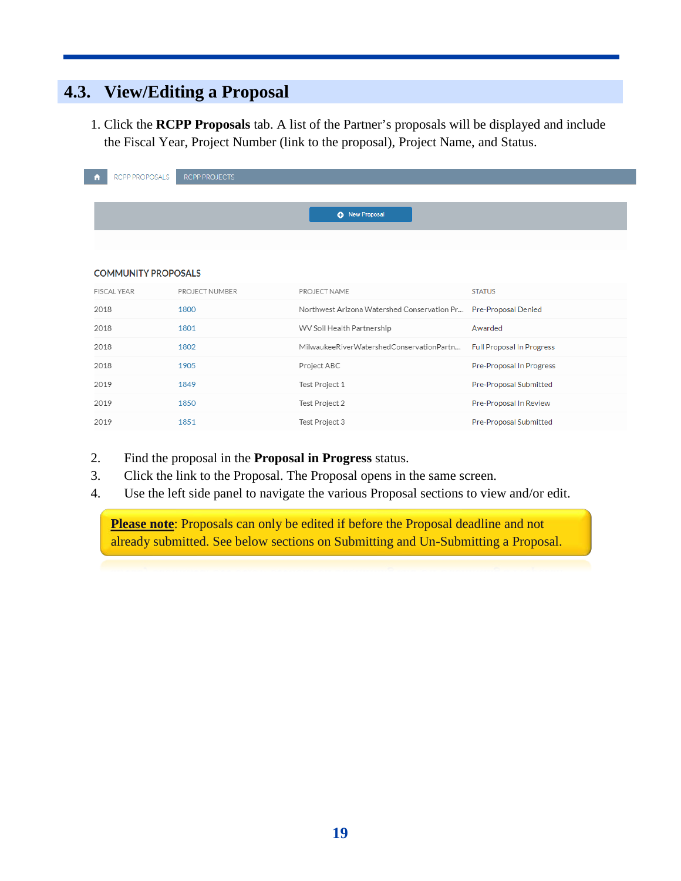## 4.3. View/Editing a Proposal

1. Click the **RCPP Proposals** tab. A list of the Partner's proposals will be displayed and include the Fiscal Year, Project Number (link to the proposal), Project Name, and Status.

RCPP PROPOSALS | RCPP PROJECTS

New Proposal

COMMUNITY PROPOSALS

| FISCAL YEAR | PROJECT NUMBER | PROJECT NAME | STATUS |
|---|---|---|---|
| 2018 | 1800 | Northwest Arizona Watershed Conservation Pr... | Pre-Proposal Denied |
| 2018 | 1801 | WV Soil Health Partnership | Awarded |
| 2018 | 1802 | MilwaukeeRiverWatershedConservationPartn... | Full Proposal In Progress |
| 2018 | 1905 | Project ABC | Pre-Proposal In Progress |
| 2019 | 1849 | Test Project 1 | Pre-Proposal Submitted |
| 2019 | 1850 | Test Project 2 | Pre-Proposal In Review |
| 2019 | 1851 | Test Project 3 | Pre-Proposal Submitted |

2. Find the proposal in the **Proposal in Progress** status.
3. Click the link to the Proposal. The Proposal opens in the same screen.
4. Use the left side panel to navigate the various Proposal sections to view and/or edit.

**Please note**: Proposals can only be edited if before the Proposal deadline and not already submitted. See below sections on Submitting and Un-Submitting a Proposal.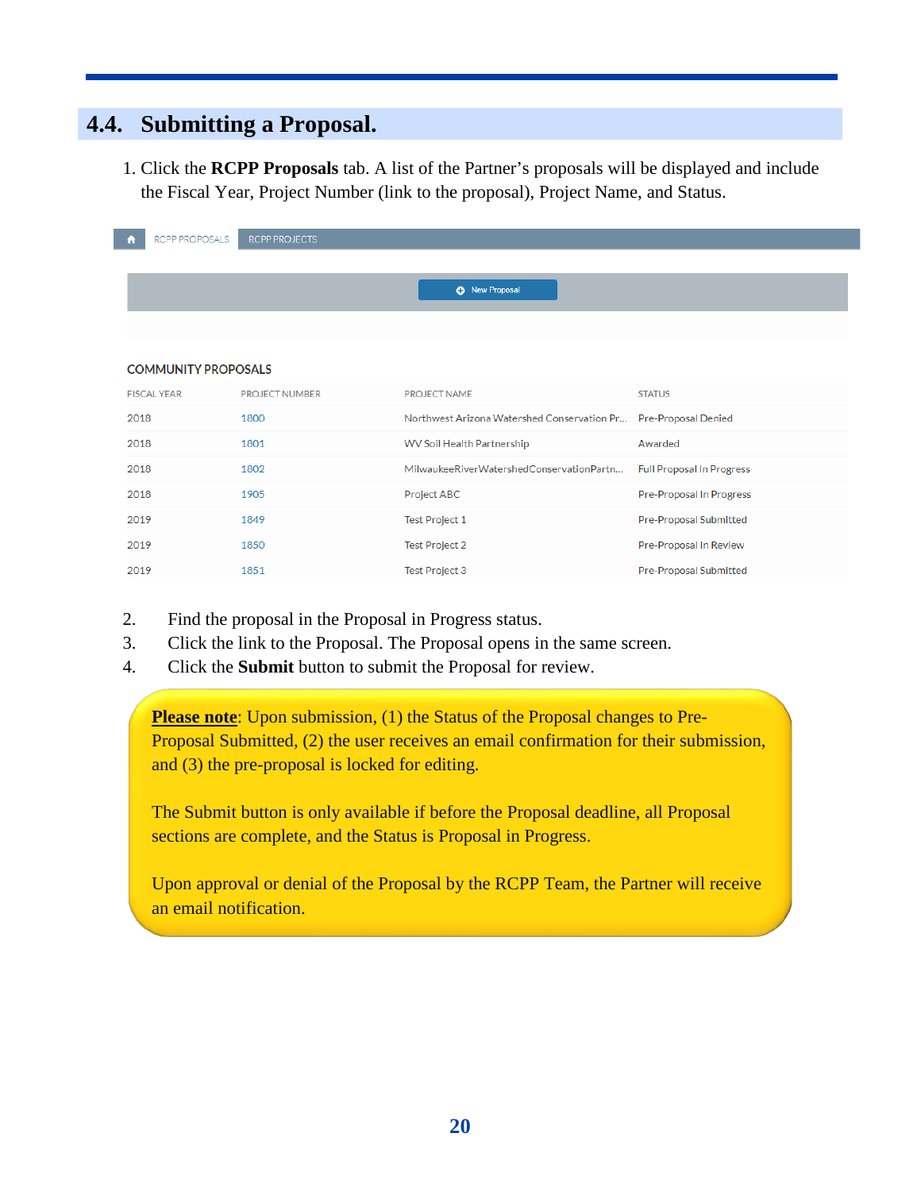## 4.4. Submitting a Proposal.

1. Click the **RCPP Proposals** tab. A list of the Partner's proposals will be displayed and include the Fiscal Year, Project Number (link to the proposal), Project Name, and Status.

RCPP PROPOSALS | RCPP PROJECTS

New Proposal

COMMUNITY PROPOSALS

| FISCAL YEAR | PROJECT NUMBER | PROJECT NAME | STATUS |
|---|---|---|---|
| 2018 | 1800 | Northwest Arizona Watershed Conservation Pr... | Pre-Proposal Denied |
| 2018 | 1801 | WV Soil Health Partnership | Awarded |
| 2018 | 1802 | MilwaukeeRiverWatershedConservationPartn... | Full Proposal In Progress |
| 2018 | 1905 | Project ABC | Pre-Proposal In Progress |
| 2019 | 1849 | Test Project 1 | Pre-Proposal Submitted |
| 2019 | 1850 | Test Project 2 | Pre-Proposal In Review |
| 2019 | 1851 | Test Project 3 | Pre-Proposal Submitted |

2. Find the proposal in the Proposal in Progress status.
3. Click the link to the Proposal. The Proposal opens in the same screen.
4. Click the **Submit** button to submit the Proposal for review.

**Please note**: Upon submission, (1) the Status of the Proposal changes to Pre-Proposal Submitted, (2) the user receives an email confirmation for their submission, and (3) the pre-proposal is locked for editing.

The Submit button is only available if before the Proposal deadline, all Proposal sections are complete, and the Status is Proposal in Progress.

Upon approval or denial of the Proposal by the RCPP Team, the Partner will receive an email notification.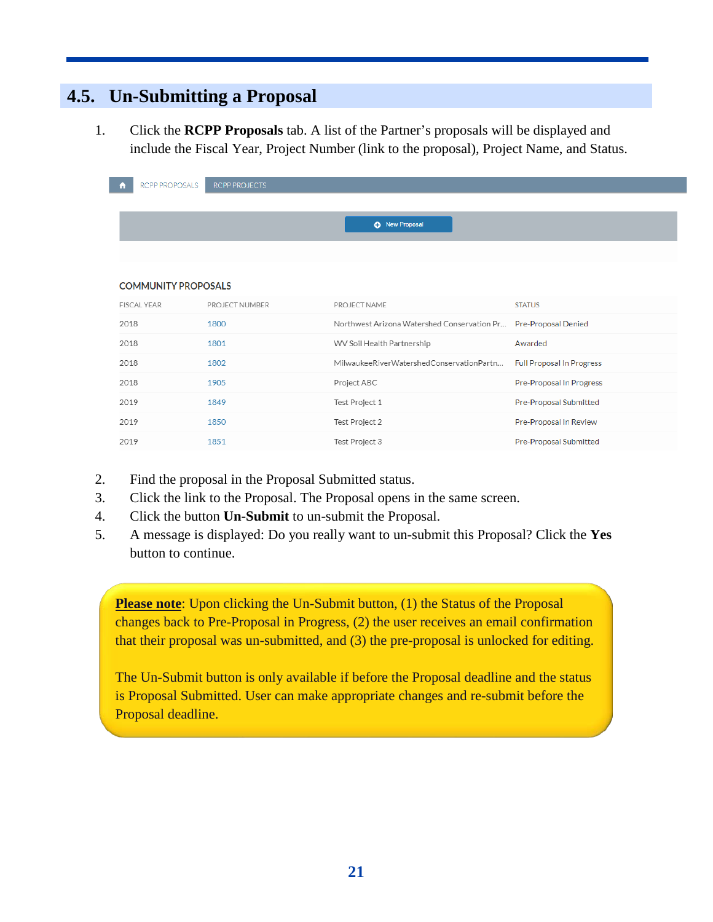## 4.5. Un-Submitting a Proposal

1. Click the **RCPP Proposals** tab. A list of the Partner's proposals will be displayed and include the Fiscal Year, Project Number (link to the proposal), Project Name, and Status.

RCPP PROPOSALS | RCPP PROJECTS

New Proposal

COMMUNITY PROPOSALS

| FISCAL YEAR | PROJECT NUMBER | PROJECT NAME | STATUS |
|---|---|---|---|
| 2018 | 1800 | Northwest Arizona Watershed Conservation Pr... | Pre-Proposal Denied |
| 2018 | 1801 | WV Soil Health Partnership | Awarded |
| 2018 | 1802 | MilwaukeeRiverWatershedConservationPartn... | Full Proposal In Progress |
| 2018 | 1905 | Project ABC | Pre-Proposal In Progress |
| 2019 | 1849 | Test Project 1 | Pre-Proposal Submitted |
| 2019 | 1850 | Test Project 2 | Pre-Proposal In Review |
| 2019 | 1851 | Test Project 3 | Pre-Proposal Submitted |

2. Find the proposal in the Proposal Submitted status.
3. Click the link to the Proposal. The Proposal opens in the same screen.
4. Click the button **Un-Submit** to un-submit the Proposal.
5. A message is displayed: Do you really want to un-submit this Proposal? Click the **Yes** button to continue.

**Please note**: Upon clicking the Un-Submit button, (1) the Status of the Proposal changes back to Pre-Proposal in Progress, (2) the user receives an email confirmation that their proposal was un-submitted, and (3) the pre-proposal is unlocked for editing.

The Un-Submit button is only available if before the Proposal deadline and the status is Proposal Submitted. User can make appropriate changes and re-submit before the Proposal deadline.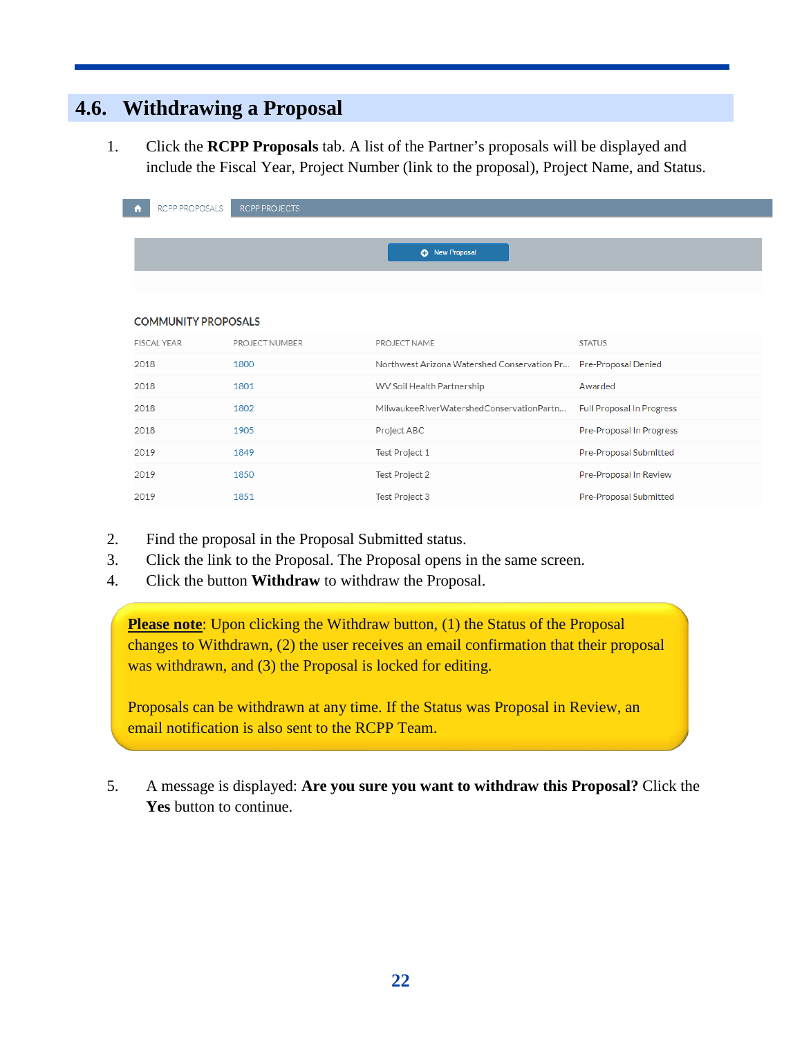## 4.6. Withdrawing a Proposal

1. Click the **RCPP Proposals** tab. A list of the Partner's proposals will be displayed and include the Fiscal Year, Project Number (link to the proposal), Project Name, and Status.

RCPP PROPOSALS | RCPP PROJECTS

New Proposal

COMMUNITY PROPOSALS

| FISCAL YEAR | PROJECT NUMBER | PROJECT NAME | STATUS |
|---|---|---|---|
| 2018 | 1800 | Northwest Arizona Watershed Conservation Pr... | Pre-Proposal Denied |
| 2018 | 1801 | WV Soil Health Partnership | Awarded |
| 2018 | 1802 | MilwaukeeRiverWatershedConservationPartn... | Full Proposal In Progress |
| 2018 | 1905 | Project ABC | Pre-Proposal In Progress |
| 2019 | 1849 | Test Project 1 | Pre-Proposal Submitted |
| 2019 | 1850 | Test Project 2 | Pre-Proposal In Review |
| 2019 | 1851 | Test Project 3 | Pre-Proposal Submitted |

2. Find the proposal in the Proposal Submitted status.
3. Click the link to the Proposal. The Proposal opens in the same screen.
4. Click the button **Withdraw** to withdraw the Proposal.

**Please note**: Upon clicking the Withdraw button, (1) the Status of the Proposal changes to Withdrawn, (2) the user receives an email confirmation that their proposal was withdrawn, and (3) the Proposal is locked for editing.

Proposals can be withdrawn at any time. If the Status was Proposal in Review, an email notification is also sent to the RCPP Team.

5. A message is displayed: **Are you sure you want to withdraw this Proposal?** Click the **Yes** button to continue.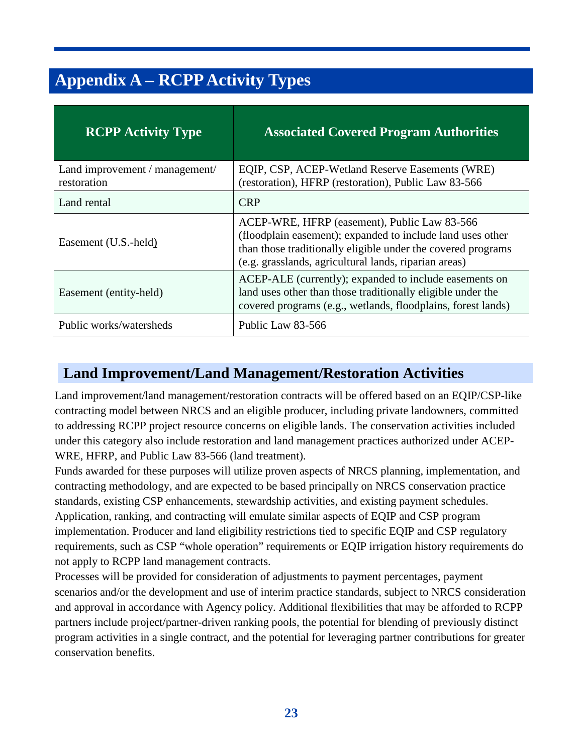# Appendix A – RCPP Activity Types

| RCPP Activity Type | Associated Covered Program Authorities |
| --- | --- |
| Land improvement / management/ restoration | EQIP, CSP, ACEP-Wetland Reserve Easements (WRE) (restoration), HFRP (restoration), Public Law 83-566 |
| Land rental | CRP |
| Easement (U.S.-held) | ACEP-WRE, HFRP (easement), Public Law 83-566 (floodplain easement); expanded to include land uses other than those traditionally eligible under the covered programs (e.g. grasslands, agricultural lands, riparian areas) |
| Easement (entity-held) | ACEP-ALE (currently); expanded to include easements on land uses other than those traditionally eligible under the covered programs (e.g., wetlands, floodplains, forest lands) |
| Public works/watersheds | Public Law 83-566 |

## Land Improvement/Land Management/Restoration Activities

Land improvement/land management/restoration contracts will be offered based on an EQIP/CSP-like contracting model between NRCS and an eligible producer, including private landowners, committed to addressing RCPP project resource concerns on eligible lands. The conservation activities included under this category also include restoration and land management practices authorized under ACEP-WRE, HFRP, and Public Law 83-566 (land treatment).

Funds awarded for these purposes will utilize proven aspects of NRCS planning, implementation, and contracting methodology, and are expected to be based principally on NRCS conservation practice standards, existing CSP enhancements, stewardship activities, and existing payment schedules. Application, ranking, and contracting will emulate similar aspects of EQIP and CSP program implementation. Producer and land eligibility restrictions tied to specific EQIP and CSP regulatory requirements, such as CSP "whole operation" requirements or EQIP irrigation history requirements do not apply to RCPP land management contracts.

Processes will be provided for consideration of adjustments to payment percentages, payment scenarios and/or the development and use of interim practice standards, subject to NRCS consideration and approval in accordance with Agency policy. Additional flexibilities that may be afforded to RCPP partners include project/partner-driven ranking pools, the potential for blending of previously distinct program activities in a single contract, and the potential for leveraging partner contributions for greater conservation benefits.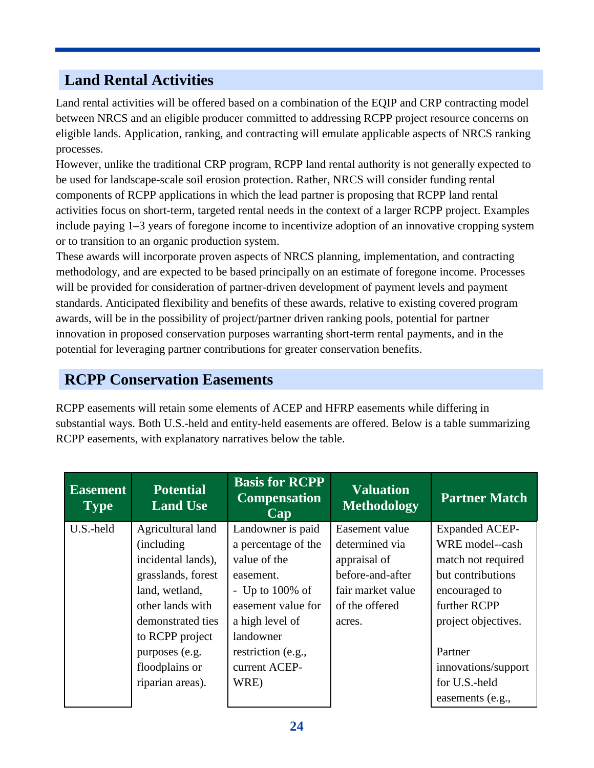## Land Rental Activities

Land rental activities will be offered based on a combination of the EQIP and CRP contracting model between NRCS and an eligible producer committed to addressing RCPP project resource concerns on eligible lands. Application, ranking, and contracting will emulate applicable aspects of NRCS ranking processes.

However, unlike the traditional CRP program, RCPP land rental authority is not generally expected to be used for landscape-scale soil erosion protection. Rather, NRCS will consider funding rental components of RCPP applications in which the lead partner is proposing that RCPP land rental activities focus on short-term, targeted rental needs in the context of a larger RCPP project. Examples include paying 1–3 years of foregone income to incentivize adoption of an innovative cropping system or to transition to an organic production system.

These awards will incorporate proven aspects of NRCS planning, implementation, and contracting methodology, and are expected to be based principally on an estimate of foregone income. Processes will be provided for consideration of partner-driven development of payment levels and payment standards. Anticipated flexibility and benefits of these awards, relative to existing covered program awards, will be in the possibility of project/partner driven ranking pools, potential for partner innovation in proposed conservation purposes warranting short-term rental payments, and in the potential for leveraging partner contributions for greater conservation benefits.

## RCPP Conservation Easements

RCPP easements will retain some elements of ACEP and HFRP easements while differing in substantial ways. Both U.S.-held and entity-held easements are offered. Below is a table summarizing RCPP easements, with explanatory narratives below the table.

| Easement Type | Potential Land Use | Basis for RCPP Compensation Cap | Valuation Methodology | Partner Match |
|---|---|---|---|---|
| U.S.-held | Agricultural land (including incidental lands), grasslands, forest land, wetland, other lands with demonstrated ties to RCPP project purposes (e.g. floodplains or riparian areas). | Landowner is paid a percentage of the value of the easement.<br>- Up to 100% of easement value for a high level of landowner restriction (e.g., current ACEP-WRE) | Easement value determined via appraisal of before-and-after fair market value of the offered acres. | Expanded ACEP-WRE model--cash match not required but contributions encouraged to further RCPP project objectives.<br><br>Partner innovations/support for U.S.-held easements (e.g., |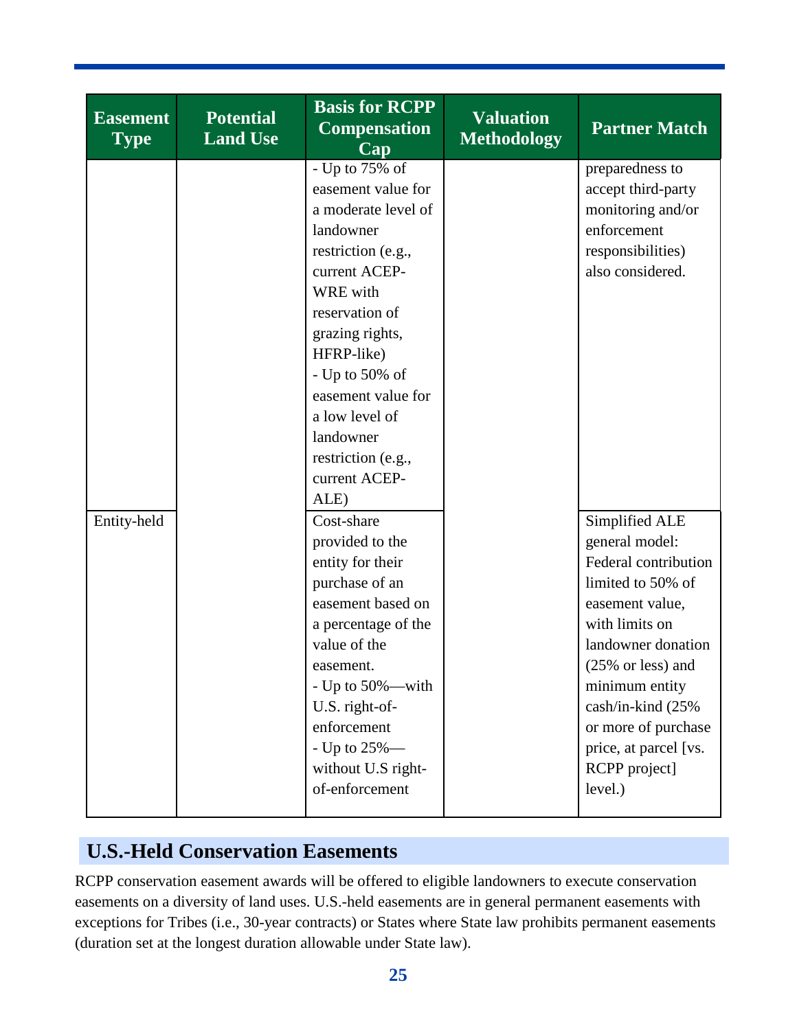| Easement Type | Potential Land Use | Basis for RCPP Compensation Cap | Valuation Methodology | Partner Match |
|---|---|---|---|---|
| | | - Up to 75% of easement value for a moderate level of landowner restriction (e.g., current ACEP-WRE with reservation of grazing rights, HFRP-like)<br>- Up to 50% of easement value for a low level of landowner restriction (e.g., current ACEP-ALE) | | preparedness to accept third-party monitoring and/or enforcement responsibilities) also considered. |
| Entity-held | | Cost-share provided to the entity for their purchase of an easement based on a percentage of the value of the easement.<br>- Up to 50%—with U.S. right-of-enforcement<br>- Up to 25%—without U.S right-of-enforcement | | Simplified ALE general model: Federal contribution limited to 50% of easement value, with limits on landowner donation (25% or less) and minimum entity cash/in-kind (25% or more of purchase price, at parcel [vs. RCPP project] level.) |

## U.S.-Held Conservation Easements

RCPP conservation easement awards will be offered to eligible landowners to execute conservation easements on a diversity of land uses. U.S.-held easements are in general permanent easements with exceptions for Tribes (i.e., 30-year contracts) or States where State law prohibits permanent easements (duration set at the longest duration allowable under State law).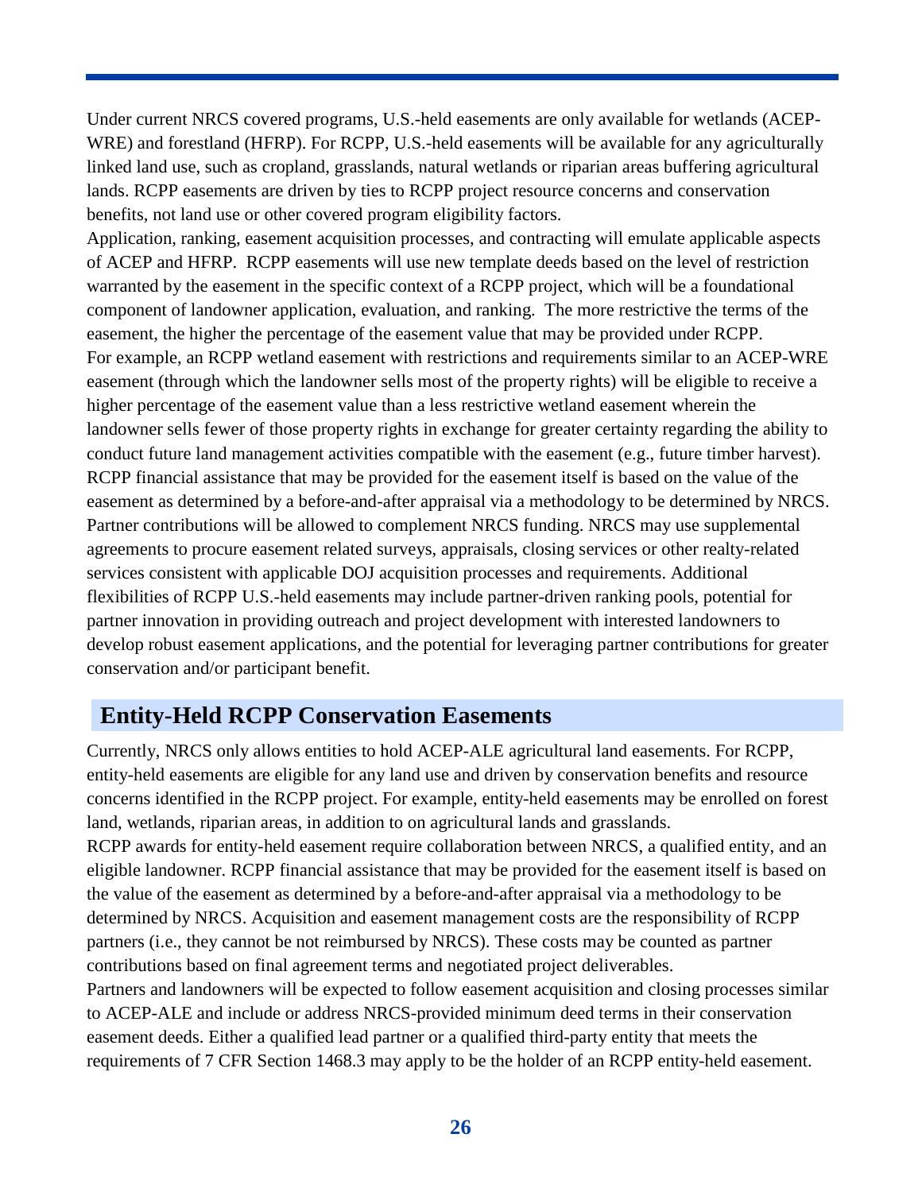Under current NRCS covered programs, U.S.-held easements are only available for wetlands (ACEP-WRE) and forestland (HFRP). For RCPP, U.S.-held easements will be available for any agriculturally linked land use, such as cropland, grasslands, natural wetlands or riparian areas buffering agricultural lands. RCPP easements are driven by ties to RCPP project resource concerns and conservation benefits, not land use or other covered program eligibility factors.

Application, ranking, easement acquisition processes, and contracting will emulate applicable aspects of ACEP and HFRP. RCPP easements will use new template deeds based on the level of restriction warranted by the easement in the specific context of a RCPP project, which will be a foundational component of landowner application, evaluation, and ranking. The more restrictive the terms of the easement, the higher the percentage of the easement value that may be provided under RCPP.

For example, an RCPP wetland easement with restrictions and requirements similar to an ACEP-WRE easement (through which the landowner sells most of the property rights) will be eligible to receive a higher percentage of the easement value than a less restrictive wetland easement wherein the landowner sells fewer of those property rights in exchange for greater certainty regarding the ability to conduct future land management activities compatible with the easement (e.g., future timber harvest).

RCPP financial assistance that may be provided for the easement itself is based on the value of the easement as determined by a before-and-after appraisal via a methodology to be determined by NRCS. Partner contributions will be allowed to complement NRCS funding. NRCS may use supplemental agreements to procure easement related surveys, appraisals, closing services or other realty-related services consistent with applicable DOJ acquisition processes and requirements. Additional flexibilities of RCPP U.S.-held easements may include partner-driven ranking pools, potential for partner innovation in providing outreach and project development with interested landowners to develop robust easement applications, and the potential for leveraging partner contributions for greater conservation and/or participant benefit.

## Entity-Held RCPP Conservation Easements

Currently, NRCS only allows entities to hold ACEP-ALE agricultural land easements. For RCPP, entity-held easements are eligible for any land use and driven by conservation benefits and resource concerns identified in the RCPP project. For example, entity-held easements may be enrolled on forest land, wetlands, riparian areas, in addition to on agricultural lands and grasslands.

RCPP awards for entity-held easement require collaboration between NRCS, a qualified entity, and an eligible landowner. RCPP financial assistance that may be provided for the easement itself is based on the value of the easement as determined by a before-and-after appraisal via a methodology to be determined by NRCS. Acquisition and easement management costs are the responsibility of RCPP partners (i.e., they cannot be not reimbursed by NRCS). These costs may be counted as partner contributions based on final agreement terms and negotiated project deliverables.

Partners and landowners will be expected to follow easement acquisition and closing processes similar to ACEP-ALE and include or address NRCS-provided minimum deed terms in their conservation easement deeds. Either a qualified lead partner or a qualified third-party entity that meets the requirements of 7 CFR Section 1468.3 may apply to be the holder of an RCPP entity-held easement.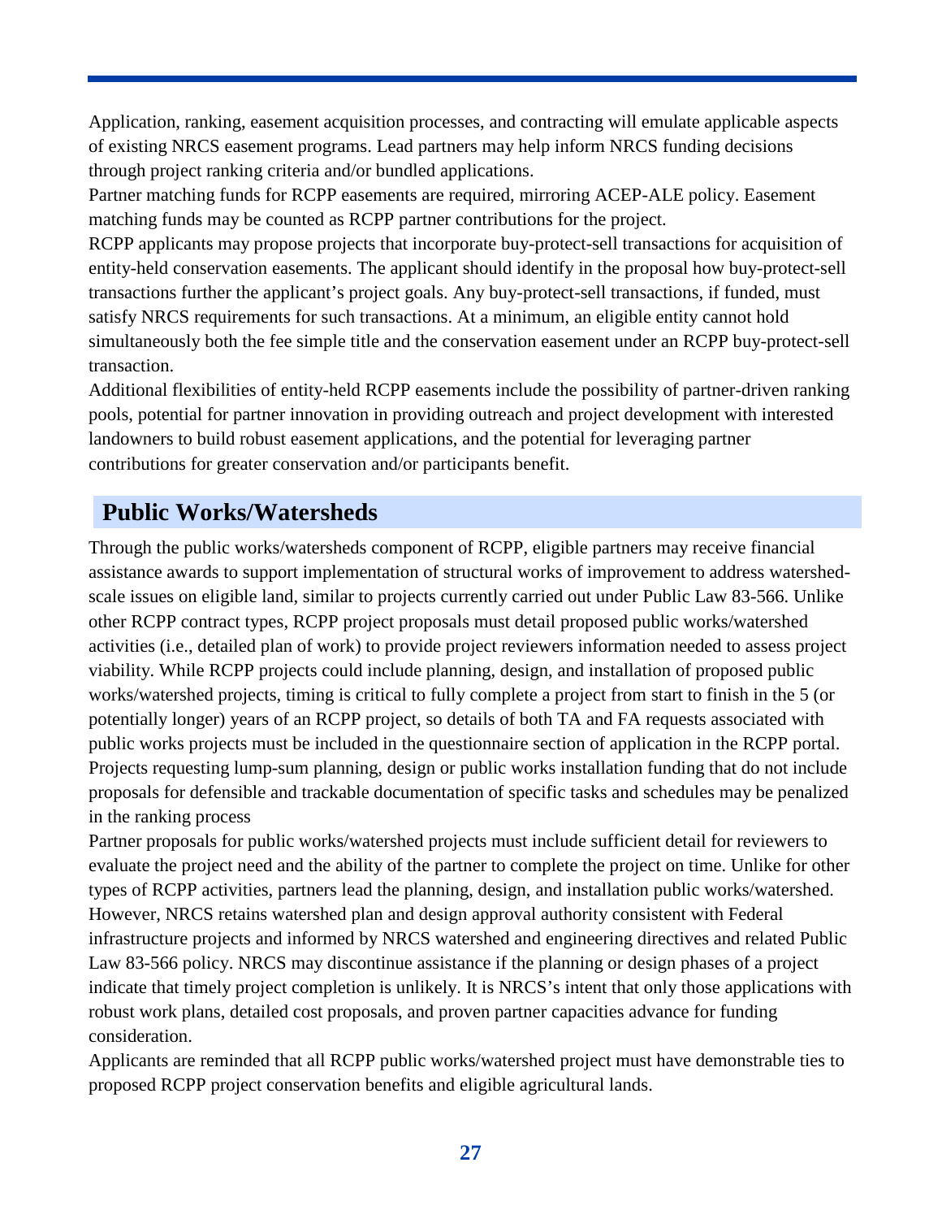Application, ranking, easement acquisition processes, and contracting will emulate applicable aspects of existing NRCS easement programs. Lead partners may help inform NRCS funding decisions through project ranking criteria and/or bundled applications.

Partner matching funds for RCPP easements are required, mirroring ACEP-ALE policy. Easement matching funds may be counted as RCPP partner contributions for the project.

RCPP applicants may propose projects that incorporate buy-protect-sell transactions for acquisition of entity-held conservation easements. The applicant should identify in the proposal how buy-protect-sell transactions further the applicant's project goals. Any buy-protect-sell transactions, if funded, must satisfy NRCS requirements for such transactions. At a minimum, an eligible entity cannot hold simultaneously both the fee simple title and the conservation easement under an RCPP buy-protect-sell transaction.

Additional flexibilities of entity-held RCPP easements include the possibility of partner-driven ranking pools, potential for partner innovation in providing outreach and project development with interested landowners to build robust easement applications, and the potential for leveraging partner contributions for greater conservation and/or participants benefit.

## Public Works/Watersheds

Through the public works/watersheds component of RCPP, eligible partners may receive financial assistance awards to support implementation of structural works of improvement to address watershed-scale issues on eligible land, similar to projects currently carried out under Public Law 83-566. Unlike other RCPP contract types, RCPP project proposals must detail proposed public works/watershed activities (i.e., detailed plan of work) to provide project reviewers information needed to assess project viability. While RCPP projects could include planning, design, and installation of proposed public works/watershed projects, timing is critical to fully complete a project from start to finish in the 5 (or potentially longer) years of an RCPP project, so details of both TA and FA requests associated with public works projects must be included in the questionnaire section of application in the RCPP portal. Projects requesting lump-sum planning, design or public works installation funding that do not include proposals for defensible and trackable documentation of specific tasks and schedules may be penalized in the ranking process

Partner proposals for public works/watershed projects must include sufficient detail for reviewers to evaluate the project need and the ability of the partner to complete the project on time. Unlike for other types of RCPP activities, partners lead the planning, design, and installation public works/watershed. However, NRCS retains watershed plan and design approval authority consistent with Federal infrastructure projects and informed by NRCS watershed and engineering directives and related Public Law 83-566 policy. NRCS may discontinue assistance if the planning or design phases of a project indicate that timely project completion is unlikely. It is NRCS's intent that only those applications with robust work plans, detailed cost proposals, and proven partner capacities advance for funding consideration.

Applicants are reminded that all RCPP public works/watershed project must have demonstrable ties to proposed RCPP project conservation benefits and eligible agricultural lands.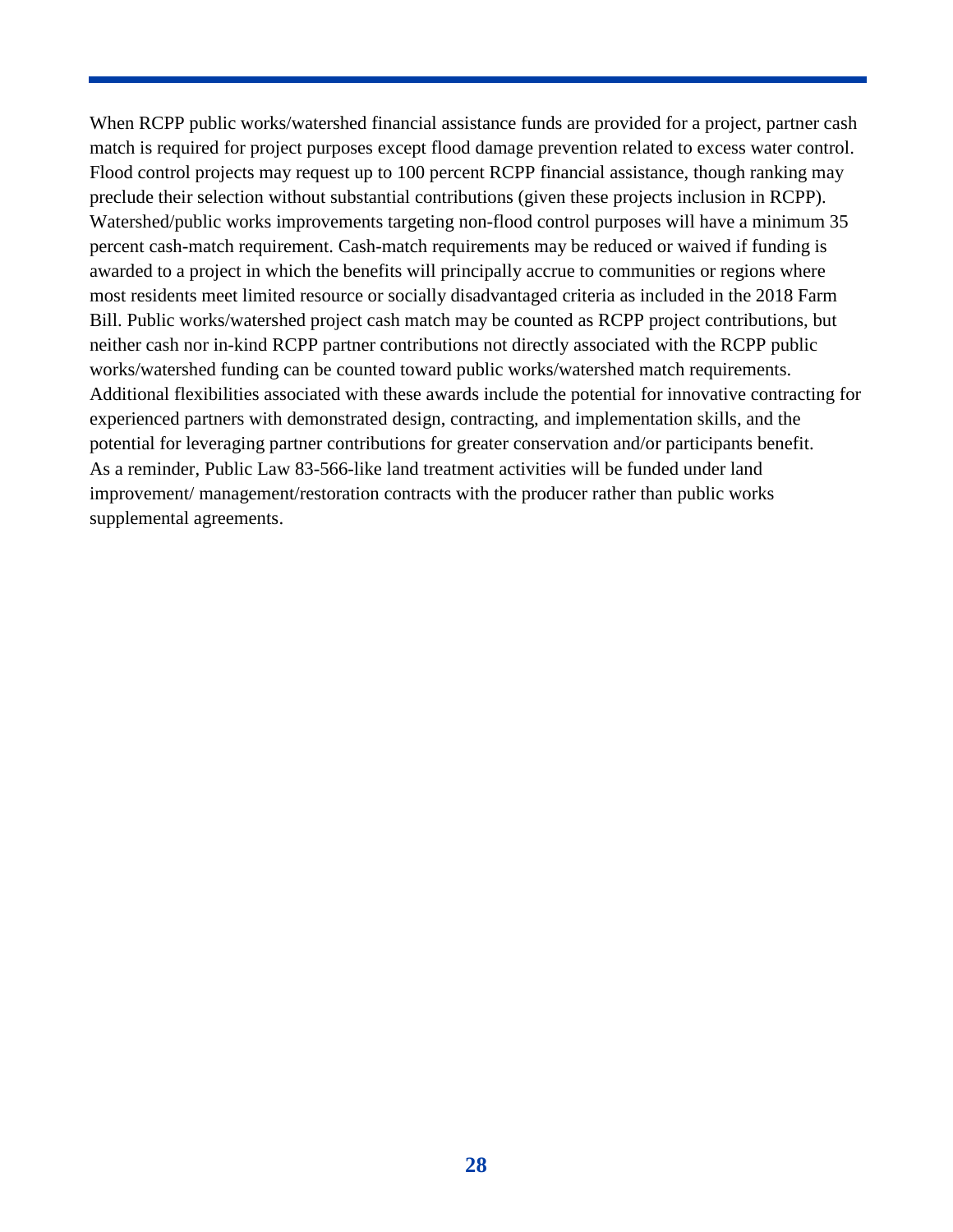When RCPP public works/watershed financial assistance funds are provided for a project, partner cash match is required for project purposes except flood damage prevention related to excess water control. Flood control projects may request up to 100 percent RCPP financial assistance, though ranking may preclude their selection without substantial contributions (given these projects inclusion in RCPP). Watershed/public works improvements targeting non-flood control purposes will have a minimum 35 percent cash-match requirement. Cash-match requirements may be reduced or waived if funding is awarded to a project in which the benefits will principally accrue to communities or regions where most residents meet limited resource or socially disadvantaged criteria as included in the 2018 Farm Bill. Public works/watershed project cash match may be counted as RCPP project contributions, but neither cash nor in-kind RCPP partner contributions not directly associated with the RCPP public works/watershed funding can be counted toward public works/watershed match requirements. Additional flexibilities associated with these awards include the potential for innovative contracting for experienced partners with demonstrated design, contracting, and implementation skills, and the potential for leveraging partner contributions for greater conservation and/or participants benefit. As a reminder, Public Law 83-566-like land treatment activities will be funded under land improvement/ management/restoration contracts with the producer rather than public works supplemental agreements.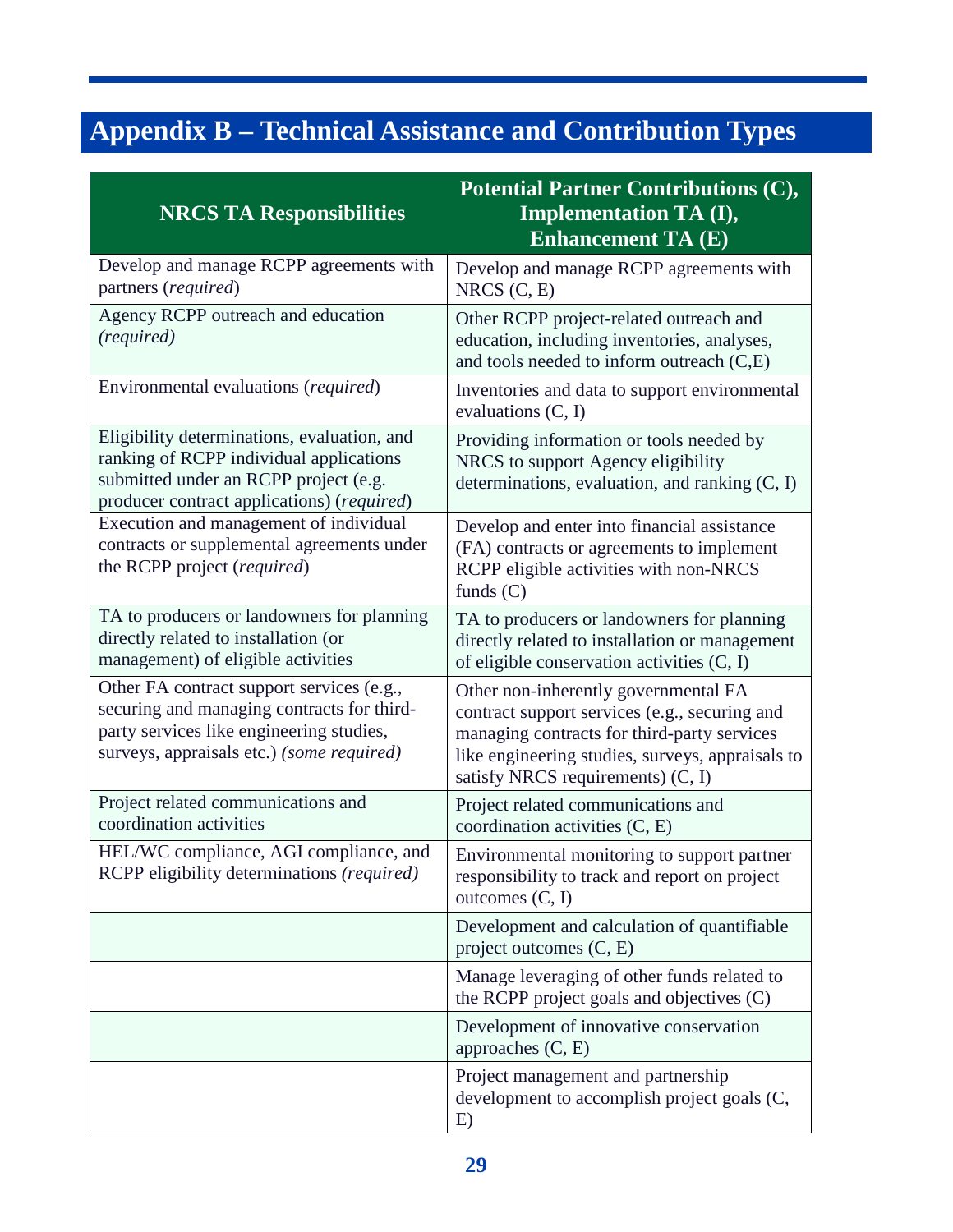# Appendix B – Technical Assistance and Contribution Types

| NRCS TA Responsibilities | Potential Partner Contributions (C), Implementation TA (I), Enhancement TA (E) |
|---|---|
| Develop and manage RCPP agreements with partners (*required*) | Develop and manage RCPP agreements with NRCS (C, E) |
| Agency RCPP outreach and education *(required)* | Other RCPP project-related outreach and education, including inventories, analyses, and tools needed to inform outreach (C,E) |
| Environmental evaluations (*required*) | Inventories and data to support environmental evaluations (C, I) |
| Eligibility determinations, evaluation, and ranking of RCPP individual applications submitted under an RCPP project (e.g. producer contract applications) (*required*) | Providing information or tools needed by NRCS to support Agency eligibility determinations, evaluation, and ranking (C, I) |
| Execution and management of individual contracts or supplemental agreements under the RCPP project (*required*) | Develop and enter into financial assistance (FA) contracts or agreements to implement RCPP eligible activities with non-NRCS funds (C) |
| TA to producers or landowners for planning directly related to installation (or management) of eligible activities | TA to producers or landowners for planning directly related to installation or management of eligible conservation activities (C, I) |
| Other FA contract support services (e.g., securing and managing contracts for third-party services like engineering studies, surveys, appraisals etc.) *(some required)* | Other non-inherently governmental FA contract support services (e.g., securing and managing contracts for third-party services like engineering studies, surveys, appraisals to satisfy NRCS requirements) (C, I) |
| Project related communications and coordination activities | Project related communications and coordination activities (C, E) |
| HEL/WC compliance, AGI compliance, and RCPP eligibility determinations *(required)* | Environmental monitoring to support partner responsibility to track and report on project outcomes (C, I) |
| | Development and calculation of quantifiable project outcomes (C, E) |
| | Manage leveraging of other funds related to the RCPP project goals and objectives (C) |
| | Development of innovative conservation approaches (C, E) |
| | Project management and partnership development to accomplish project goals (C, E) |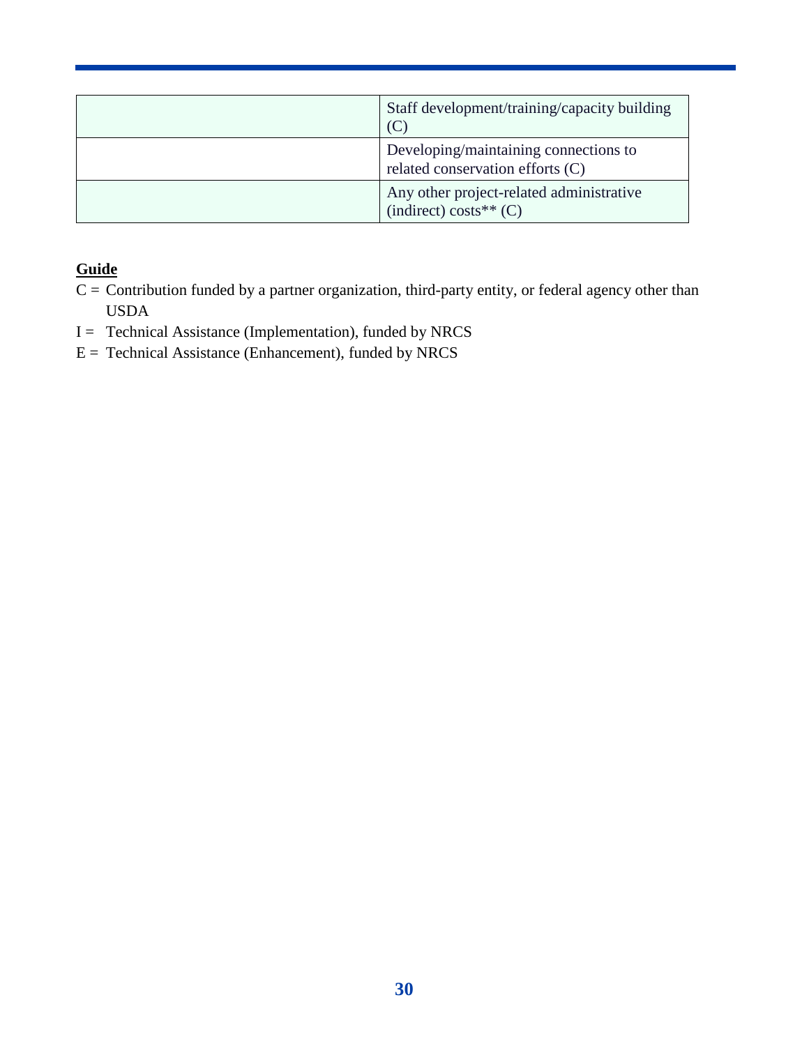| | |
|---|---|
| | Staff development/training/capacity building (C) |
| | Developing/maintaining connections to related conservation efforts (C) |
| | Any other project-related administrative (indirect) costs** (C) |

**Guide**

C = Contribution funded by a partner organization, third-party entity, or federal agency other than USDA

I = Technical Assistance (Implementation), funded by NRCS

E = Technical Assistance (Enhancement), funded by NRCS